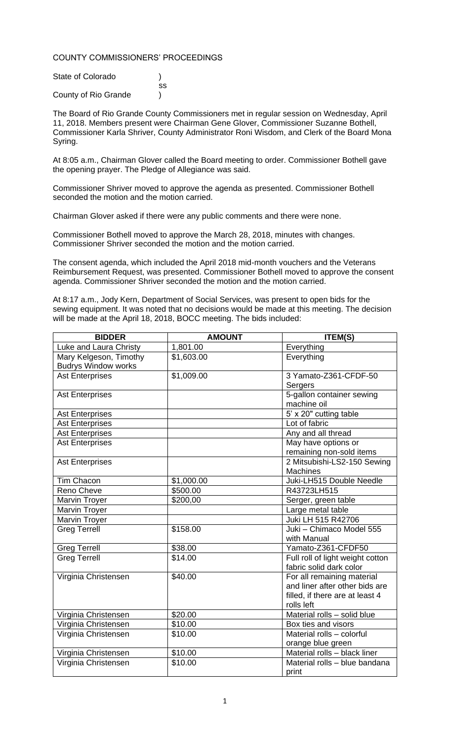COUNTY COMMISSIONERS' PROCEEDINGS

State of Colorado )
ss
County of Rio Grande )

The Board of Rio Grande County Commissioners met in regular session on Wednesday, April 11, 2018. Members present were Chairman Gene Glover, Commissioner Suzanne Bothell, Commissioner Karla Shriver, County Administrator Roni Wisdom, and Clerk of the Board Mona Syring.

At 8:05 a.m., Chairman Glover called the Board meeting to order. Commissioner Bothell gave the opening prayer. The Pledge of Allegiance was said.

Commissioner Shriver moved to approve the agenda as presented. Commissioner Bothell seconded the motion and the motion carried.

Chairman Glover asked if there were any public comments and there were none.

Commissioner Bothell moved to approve the March 28, 2018, minutes with changes. Commissioner Shriver seconded the motion and the motion carried.

The consent agenda, which included the April 2018 mid-month vouchers and the Veterans Reimbursement Request, was presented. Commissioner Bothell moved to approve the consent agenda. Commissioner Shriver seconded the motion and the motion carried.

At 8:17 a.m., Jody Kern, Department of Social Services, was present to open bids for the sewing equipment. It was noted that no decisions would be made at this meeting. The decision will be made at the April 18, 2018, BOCC meeting. The bids included:

| BIDDER | AMOUNT | ITEM(S) |
|---|---|---|
| Luke and Laura Christy | 1,801.00 | Everything |
| Mary Kelgeson, Timothy Budrys Window works | $1,603.00 | Everything |
| Ast Enterprises | $1,009.00 | 3 Yamato-Z361-CFDF-50 Sergers |
| Ast Enterprises | | 5-gallon container sewing machine oil |
| Ast Enterprises | | 5' x 20" cutting table |
| Ast Enterprises | | Lot of fabric |
| Ast Enterprises | | Any and all thread |
| Ast Enterprises | | May have options or remaining non-sold items |
| Ast Enterprises | | 2 Mitsubishi-LS2-150 Sewing Machines |
| Tim Chacon | $1,000.00 | Juki-LH515 Double Needle |
| Reno Cheve | $500.00 | R43723LH515 |
| Marvin Troyer | $200,00 | Serger, green table |
| Marvin Troyer | | Large metal table |
| Marvin Troyer | | Juki LH 515 R42706 |
| Greg Terrell | $158.00 | Juki – Chimaco Model 555 with Manual |
| Greg Terrell | $38.00 | Yamato-Z361-CFDF50 |
| Greg Terrell | $14.00 | Full roll of light weight cotton fabric solid dark color |
| Virginia Christensen | $40.00 | For all remaining material and liner after other bids are filled, if there are at least 4 rolls left |
| Virginia Christensen | $20.00 | Material rolls – solid blue |
| Virginia Christensen | $10.00 | Box ties and visors |
| Virginia Christensen | $10.00 | Material rolls – colorful orange blue green |
| Virginia Christensen | $10.00 | Material rolls – black liner |
| Virginia Christensen | $10.00 | Material rolls – blue bandana print |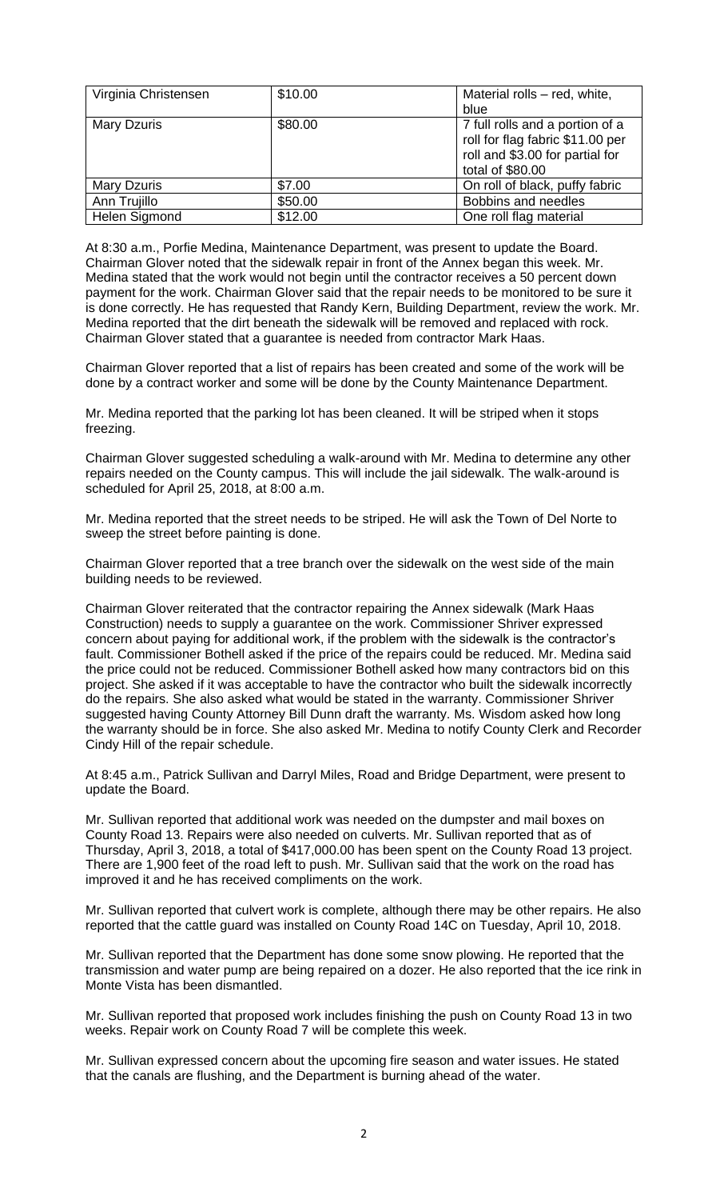| Virginia Christensen | \$10.00 | Material rolls – red, white, blue |
|---|---|---|
| Mary Dzuris | \$80.00 | 7 full rolls and a portion of a roll for flag fabric \$11.00 per roll and \$3.00 for partial for total of \$80.00 |
| Mary Dzuris | \$7.00 | On roll of black, puffy fabric |
| Ann Trujillo | \$50.00 | Bobbins and needles |
| Helen Sigmond | \$12.00 | One roll flag material |

At 8:30 a.m., Porfie Medina, Maintenance Department, was present to update the Board. Chairman Glover noted that the sidewalk repair in front of the Annex began this week. Mr. Medina stated that the work would not begin until the contractor receives a 50 percent down payment for the work. Chairman Glover said that the repair needs to be monitored to be sure it is done correctly. He has requested that Randy Kern, Building Department, review the work. Mr. Medina reported that the dirt beneath the sidewalk will be removed and replaced with rock. Chairman Glover stated that a guarantee is needed from contractor Mark Haas.

Chairman Glover reported that a list of repairs has been created and some of the work will be done by a contract worker and some will be done by the County Maintenance Department.

Mr. Medina reported that the parking lot has been cleaned. It will be striped when it stops freezing.

Chairman Glover suggested scheduling a walk-around with Mr. Medina to determine any other repairs needed on the County campus. This will include the jail sidewalk. The walk-around is scheduled for April 25, 2018, at 8:00 a.m.

Mr. Medina reported that the street needs to be striped. He will ask the Town of Del Norte to sweep the street before painting is done.

Chairman Glover reported that a tree branch over the sidewalk on the west side of the main building needs to be reviewed.

Chairman Glover reiterated that the contractor repairing the Annex sidewalk (Mark Haas Construction) needs to supply a guarantee on the work. Commissioner Shriver expressed concern about paying for additional work, if the problem with the sidewalk is the contractor's fault. Commissioner Bothell asked if the price of the repairs could be reduced. Mr. Medina said the price could not be reduced. Commissioner Bothell asked how many contractors bid on this project. She asked if it was acceptable to have the contractor who built the sidewalk incorrectly do the repairs. She also asked what would be stated in the warranty. Commissioner Shriver suggested having County Attorney Bill Dunn draft the warranty. Ms. Wisdom asked how long the warranty should be in force. She also asked Mr. Medina to notify County Clerk and Recorder Cindy Hill of the repair schedule.

At 8:45 a.m., Patrick Sullivan and Darryl Miles, Road and Bridge Department, were present to update the Board.

Mr. Sullivan reported that additional work was needed on the dumpster and mail boxes on County Road 13. Repairs were also needed on culverts. Mr. Sullivan reported that as of Thursday, April 3, 2018, a total of \$417,000.00 has been spent on the County Road 13 project. There are 1,900 feet of the road left to push. Mr. Sullivan said that the work on the road has improved it and he has received compliments on the work.

Mr. Sullivan reported that culvert work is complete, although there may be other repairs. He also reported that the cattle guard was installed on County Road 14C on Tuesday, April 10, 2018.

Mr. Sullivan reported that the Department has done some snow plowing. He reported that the transmission and water pump are being repaired on a dozer. He also reported that the ice rink in Monte Vista has been dismantled.

Mr. Sullivan reported that proposed work includes finishing the push on County Road 13 in two weeks. Repair work on County Road 7 will be complete this week.

Mr. Sullivan expressed concern about the upcoming fire season and water issues. He stated that the canals are flushing, and the Department is burning ahead of the water.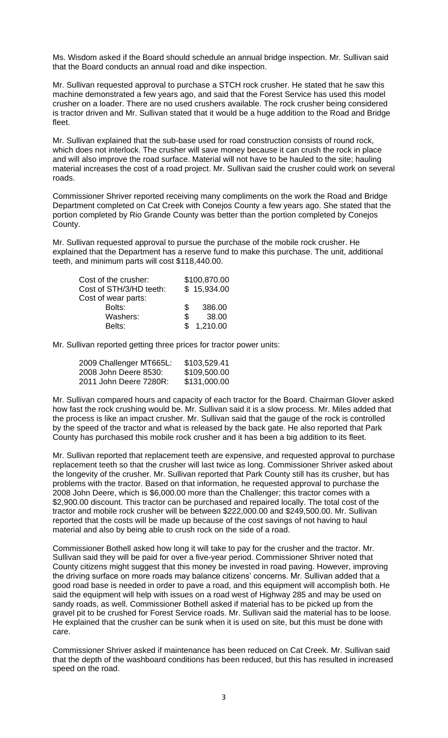Ms. Wisdom asked if the Board should schedule an annual bridge inspection. Mr. Sullivan said that the Board conducts an annual road and dike inspection.

Mr. Sullivan requested approval to purchase a STCH rock crusher. He stated that he saw this machine demonstrated a few years ago, and said that the Forest Service has used this model crusher on a loader. There are no used crushers available. The rock crusher being considered is tractor driven and Mr. Sullivan stated that it would be a huge addition to the Road and Bridge fleet.

Mr. Sullivan explained that the sub-base used for road construction consists of round rock, which does not interlock. The crusher will save money because it can crush the rock in place and will also improve the road surface. Material will not have to be hauled to the site; hauling material increases the cost of a road project. Mr. Sullivan said the crusher could work on several roads.

Commissioner Shriver reported receiving many compliments on the work the Road and Bridge Department completed on Cat Creek with Conejos County a few years ago. She stated that the portion completed by Rio Grande County was better than the portion completed by Conejos County.

Mr. Sullivan requested approval to pursue the purchase of the mobile rock crusher. He explained that the Department has a reserve fund to make this purchase. The unit, additional teeth, and minimum parts will cost $118,440.00.

| | |
|---|---|
| Cost of the crusher: | $100,870.00 |
| Cost of STH/3/HD teeth: | $ 15,934.00 |
| Cost of wear parts: | |
| Bolts: | $ 386.00 |
| Washers: | $ 38.00 |
| Belts: | $ 1,210.00 |

Mr. Sullivan reported getting three prices for tractor power units:

| | |
|---|---|
| 2009 Challenger MT665L: | $103,529.41 |
| 2008 John Deere 8530: | $109,500.00 |
| 2011 John Deere 7280R: | $131,000.00 |

Mr. Sullivan compared hours and capacity of each tractor for the Board. Chairman Glover asked how fast the rock crushing would be. Mr. Sullivan said it is a slow process. Mr. Miles added that the process is like an impact crusher. Mr. Sullivan said that the gauge of the rock is controlled by the speed of the tractor and what is released by the back gate. He also reported that Park County has purchased this mobile rock crusher and it has been a big addition to its fleet.

Mr. Sullivan reported that replacement teeth are expensive, and requested approval to purchase replacement teeth so that the crusher will last twice as long. Commissioner Shriver asked about the longevity of the crusher. Mr. Sullivan reported that Park County still has its crusher, but has problems with the tractor. Based on that information, he requested approval to purchase the 2008 John Deere, which is $6,000.00 more than the Challenger; this tractor comes with a $2,900.00 discount. This tractor can be purchased and repaired locally. The total cost of the tractor and mobile rock crusher will be between $222,000.00 and $249,500.00. Mr. Sullivan reported that the costs will be made up because of the cost savings of not having to haul material and also by being able to crush rock on the side of a road.

Commissioner Bothell asked how long it will take to pay for the crusher and the tractor. Mr. Sullivan said they will be paid for over a five-year period. Commissioner Shriver noted that County citizens might suggest that this money be invested in road paving. However, improving the driving surface on more roads may balance citizens' concerns. Mr. Sullivan added that a good road base is needed in order to pave a road, and this equipment will accomplish both. He said the equipment will help with issues on a road west of Highway 285 and may be used on sandy roads, as well. Commissioner Bothell asked if material has to be picked up from the gravel pit to be crushed for Forest Service roads. Mr. Sullivan said the material has to be loose. He explained that the crusher can be sunk when it is used on site, but this must be done with care.

Commissioner Shriver asked if maintenance has been reduced on Cat Creek. Mr. Sullivan said that the depth of the washboard conditions has been reduced, but this has resulted in increased speed on the road.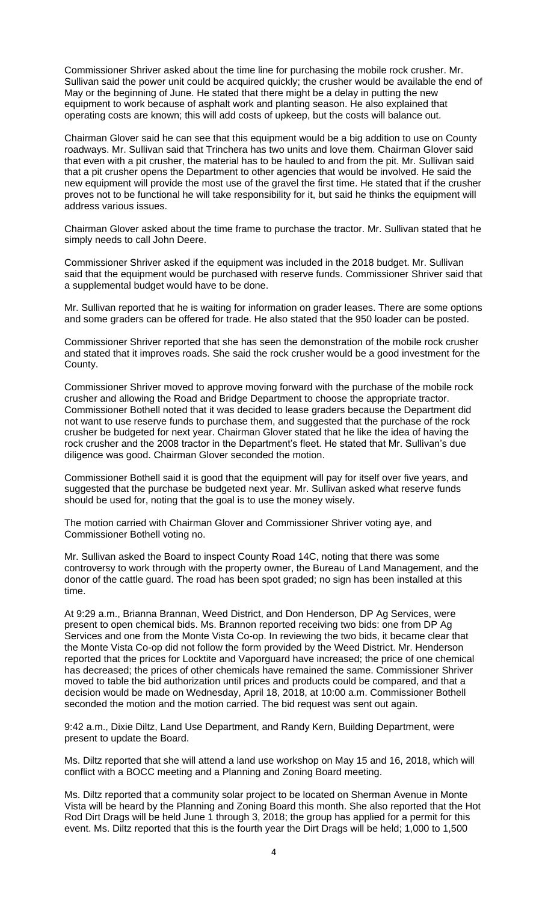Commissioner Shriver asked about the time line for purchasing the mobile rock crusher. Mr. Sullivan said the power unit could be acquired quickly; the crusher would be available the end of May or the beginning of June. He stated that there might be a delay in putting the new equipment to work because of asphalt work and planting season. He also explained that operating costs are known; this will add costs of upkeep, but the costs will balance out.

Chairman Glover said he can see that this equipment would be a big addition to use on County roadways. Mr. Sullivan said that Trinchera has two units and love them. Chairman Glover said that even with a pit crusher, the material has to be hauled to and from the pit. Mr. Sullivan said that a pit crusher opens the Department to other agencies that would be involved. He said the new equipment will provide the most use of the gravel the first time. He stated that if the crusher proves not to be functional he will take responsibility for it, but said he thinks the equipment will address various issues.

Chairman Glover asked about the time frame to purchase the tractor. Mr. Sullivan stated that he simply needs to call John Deere.

Commissioner Shriver asked if the equipment was included in the 2018 budget. Mr. Sullivan said that the equipment would be purchased with reserve funds. Commissioner Shriver said that a supplemental budget would have to be done.

Mr. Sullivan reported that he is waiting for information on grader leases. There are some options and some graders can be offered for trade. He also stated that the 950 loader can be posted.

Commissioner Shriver reported that she has seen the demonstration of the mobile rock crusher and stated that it improves roads. She said the rock crusher would be a good investment for the County.

Commissioner Shriver moved to approve moving forward with the purchase of the mobile rock crusher and allowing the Road and Bridge Department to choose the appropriate tractor. Commissioner Bothell noted that it was decided to lease graders because the Department did not want to use reserve funds to purchase them, and suggested that the purchase of the rock crusher be budgeted for next year. Chairman Glover stated that he like the idea of having the rock crusher and the 2008 tractor in the Department's fleet. He stated that Mr. Sullivan's due diligence was good. Chairman Glover seconded the motion.

Commissioner Bothell said it is good that the equipment will pay for itself over five years, and suggested that the purchase be budgeted next year. Mr. Sullivan asked what reserve funds should be used for, noting that the goal is to use the money wisely.

The motion carried with Chairman Glover and Commissioner Shriver voting aye, and Commissioner Bothell voting no.

Mr. Sullivan asked the Board to inspect County Road 14C, noting that there was some controversy to work through with the property owner, the Bureau of Land Management, and the donor of the cattle guard. The road has been spot graded; no sign has been installed at this time.

At 9:29 a.m., Brianna Brannan, Weed District, and Don Henderson, DP Ag Services, were present to open chemical bids. Ms. Brannon reported receiving two bids: one from DP Ag Services and one from the Monte Vista Co-op. In reviewing the two bids, it became clear that the Monte Vista Co-op did not follow the form provided by the Weed District. Mr. Henderson reported that the prices for Locktite and Vaporguard have increased; the price of one chemical has decreased; the prices of other chemicals have remained the same. Commissioner Shriver moved to table the bid authorization until prices and products could be compared, and that a decision would be made on Wednesday, April 18, 2018, at 10:00 a.m. Commissioner Bothell seconded the motion and the motion carried. The bid request was sent out again.

9:42 a.m., Dixie Diltz, Land Use Department, and Randy Kern, Building Department, were present to update the Board.

Ms. Diltz reported that she will attend a land use workshop on May 15 and 16, 2018, which will conflict with a BOCC meeting and a Planning and Zoning Board meeting.

Ms. Diltz reported that a community solar project to be located on Sherman Avenue in Monte Vista will be heard by the Planning and Zoning Board this month. She also reported that the Hot Rod Dirt Drags will be held June 1 through 3, 2018; the group has applied for a permit for this event. Ms. Diltz reported that this is the fourth year the Dirt Drags will be held; 1,000 to 1,500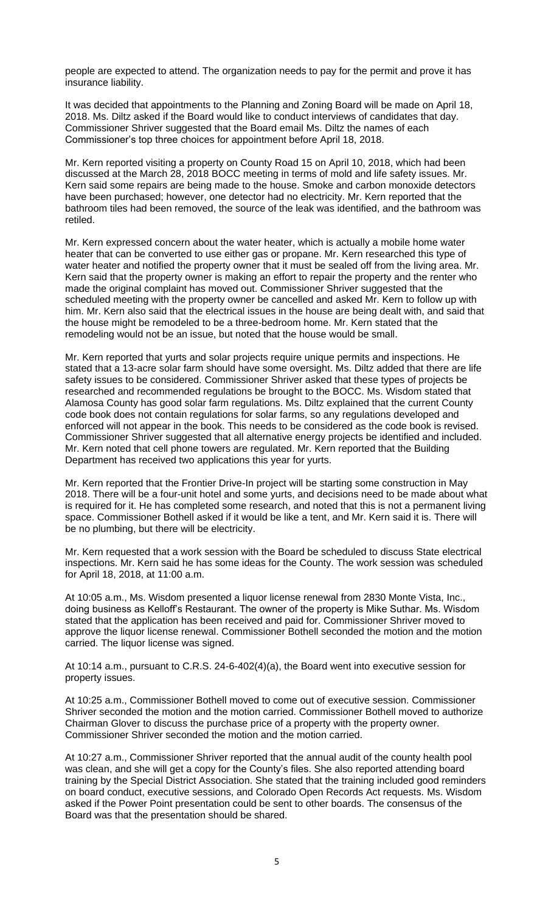people are expected to attend. The organization needs to pay for the permit and prove it has insurance liability.

It was decided that appointments to the Planning and Zoning Board will be made on April 18, 2018. Ms. Diltz asked if the Board would like to conduct interviews of candidates that day. Commissioner Shriver suggested that the Board email Ms. Diltz the names of each Commissioner's top three choices for appointment before April 18, 2018.

Mr. Kern reported visiting a property on County Road 15 on April 10, 2018, which had been discussed at the March 28, 2018 BOCC meeting in terms of mold and life safety issues. Mr. Kern said some repairs are being made to the house. Smoke and carbon monoxide detectors have been purchased; however, one detector had no electricity. Mr. Kern reported that the bathroom tiles had been removed, the source of the leak was identified, and the bathroom was retiled.

Mr. Kern expressed concern about the water heater, which is actually a mobile home water heater that can be converted to use either gas or propane. Mr. Kern researched this type of water heater and notified the property owner that it must be sealed off from the living area. Mr. Kern said that the property owner is making an effort to repair the property and the renter who made the original complaint has moved out. Commissioner Shriver suggested that the scheduled meeting with the property owner be cancelled and asked Mr. Kern to follow up with him. Mr. Kern also said that the electrical issues in the house are being dealt with, and said that the house might be remodeled to be a three-bedroom home. Mr. Kern stated that the remodeling would not be an issue, but noted that the house would be small.

Mr. Kern reported that yurts and solar projects require unique permits and inspections. He stated that a 13-acre solar farm should have some oversight. Ms. Diltz added that there are life safety issues to be considered. Commissioner Shriver asked that these types of projects be researched and recommended regulations be brought to the BOCC. Ms. Wisdom stated that Alamosa County has good solar farm regulations. Ms. Diltz explained that the current County code book does not contain regulations for solar farms, so any regulations developed and enforced will not appear in the book. This needs to be considered as the code book is revised. Commissioner Shriver suggested that all alternative energy projects be identified and included. Mr. Kern noted that cell phone towers are regulated. Mr. Kern reported that the Building Department has received two applications this year for yurts.

Mr. Kern reported that the Frontier Drive-In project will be starting some construction in May 2018. There will be a four-unit hotel and some yurts, and decisions need to be made about what is required for it. He has completed some research, and noted that this is not a permanent living space. Commissioner Bothell asked if it would be like a tent, and Mr. Kern said it is. There will be no plumbing, but there will be electricity.

Mr. Kern requested that a work session with the Board be scheduled to discuss State electrical inspections. Mr. Kern said he has some ideas for the County. The work session was scheduled for April 18, 2018, at 11:00 a.m.

At 10:05 a.m., Ms. Wisdom presented a liquor license renewal from 2830 Monte Vista, Inc., doing business as Kelloff's Restaurant. The owner of the property is Mike Suthar. Ms. Wisdom stated that the application has been received and paid for. Commissioner Shriver moved to approve the liquor license renewal. Commissioner Bothell seconded the motion and the motion carried. The liquor license was signed.

At 10:14 a.m., pursuant to C.R.S. 24-6-402(4)(a), the Board went into executive session for property issues.

At 10:25 a.m., Commissioner Bothell moved to come out of executive session. Commissioner Shriver seconded the motion and the motion carried. Commissioner Bothell moved to authorize Chairman Glover to discuss the purchase price of a property with the property owner. Commissioner Shriver seconded the motion and the motion carried.

At 10:27 a.m., Commissioner Shriver reported that the annual audit of the county health pool was clean, and she will get a copy for the County's files. She also reported attending board training by the Special District Association. She stated that the training included good reminders on board conduct, executive sessions, and Colorado Open Records Act requests. Ms. Wisdom asked if the Power Point presentation could be sent to other boards. The consensus of the Board was that the presentation should be shared.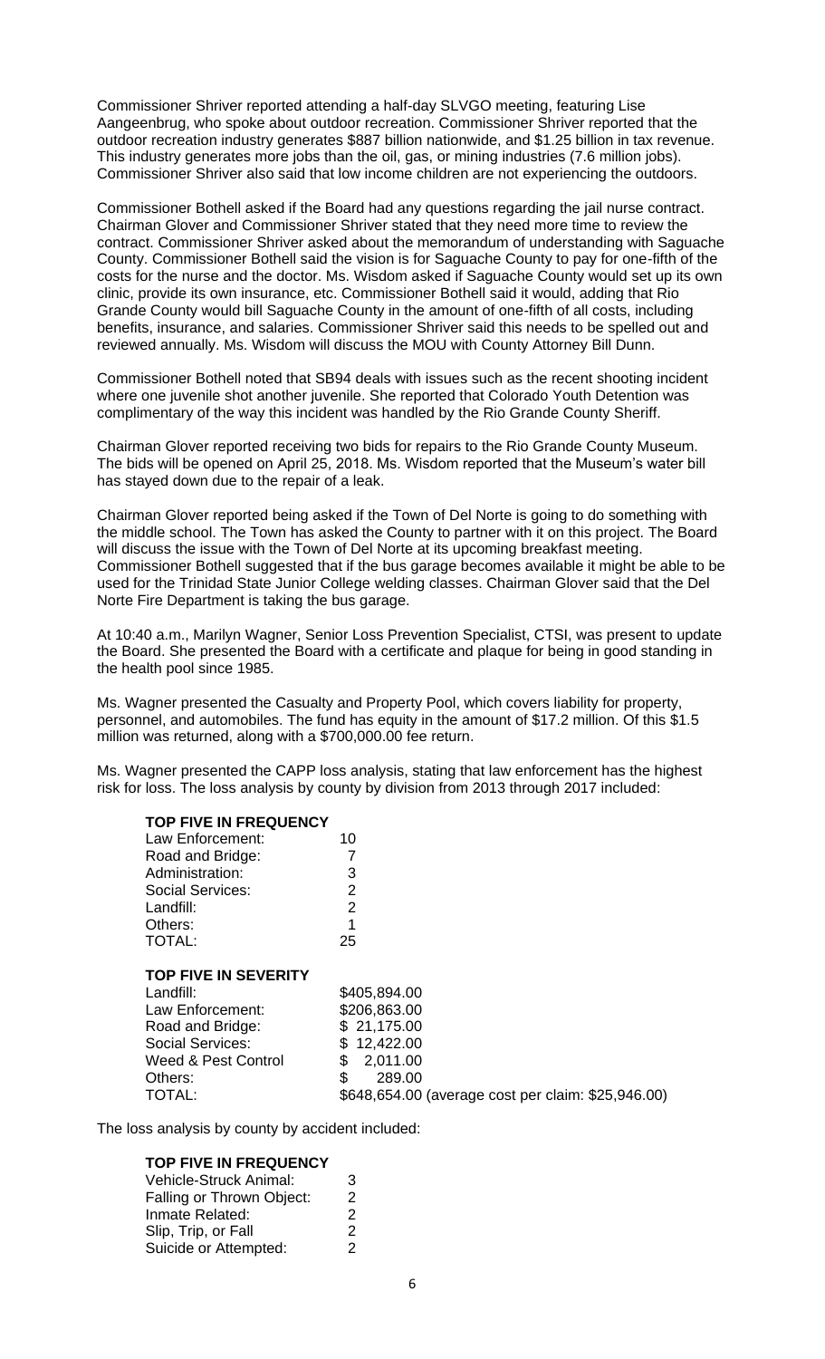Commissioner Shriver reported attending a half-day SLVGO meeting, featuring Lise Aangeenbrug, who spoke about outdoor recreation. Commissioner Shriver reported that the outdoor recreation industry generates $887 billion nationwide, and $1.25 billion in tax revenue. This industry generates more jobs than the oil, gas, or mining industries (7.6 million jobs). Commissioner Shriver also said that low income children are not experiencing the outdoors.

Commissioner Bothell asked if the Board had any questions regarding the jail nurse contract. Chairman Glover and Commissioner Shriver stated that they need more time to review the contract. Commissioner Shriver asked about the memorandum of understanding with Saguache County. Commissioner Bothell said the vision is for Saguache County to pay for one-fifth of the costs for the nurse and the doctor. Ms. Wisdom asked if Saguache County would set up its own clinic, provide its own insurance, etc. Commissioner Bothell said it would, adding that Rio Grande County would bill Saguache County in the amount of one-fifth of all costs, including benefits, insurance, and salaries. Commissioner Shriver said this needs to be spelled out and reviewed annually. Ms. Wisdom will discuss the MOU with County Attorney Bill Dunn.

Commissioner Bothell noted that SB94 deals with issues such as the recent shooting incident where one juvenile shot another juvenile. She reported that Colorado Youth Detention was complimentary of the way this incident was handled by the Rio Grande County Sheriff.

Chairman Glover reported receiving two bids for repairs to the Rio Grande County Museum. The bids will be opened on April 25, 2018. Ms. Wisdom reported that the Museum's water bill has stayed down due to the repair of a leak.

Chairman Glover reported being asked if the Town of Del Norte is going to do something with the middle school. The Town has asked the County to partner with it on this project. The Board will discuss the issue with the Town of Del Norte at its upcoming breakfast meeting. Commissioner Bothell suggested that if the bus garage becomes available it might be able to be used for the Trinidad State Junior College welding classes. Chairman Glover said that the Del Norte Fire Department is taking the bus garage.

At 10:40 a.m., Marilyn Wagner, Senior Loss Prevention Specialist, CTSI, was present to update the Board. She presented the Board with a certificate and plaque for being in good standing in the health pool since 1985.

Ms. Wagner presented the Casualty and Property Pool, which covers liability for property, personnel, and automobiles. The fund has equity in the amount of $17.2 million. Of this $1.5 million was returned, along with a $700,000.00 fee return.

Ms. Wagner presented the CAPP loss analysis, stating that law enforcement has the highest risk for loss. The loss analysis by county by division from 2013 through 2017 included:

**TOP FIVE IN FREQUENCY**

| | |
|---|---|
| Law Enforcement: | 10 |
| Road and Bridge: | 7 |
| Administration: | 3 |
| Social Services: | 2 |
| Landfill: | 2 |
| Others: | 1 |
| TOTAL: | 25 |

**TOP FIVE IN SEVERITY**

| | |
|---|---|
| Landfill: | $405,894.00 |
| Law Enforcement: | $206,863.00 |
| Road and Bridge: | $ 21,175.00 |
| Social Services: | $ 12,422.00 |
| Weed & Pest Control | $ 2,011.00 |
| Others: | $ 289.00 |
| TOTAL: | $648,654.00 (average cost per claim: $25,946.00) |

The loss analysis by county by accident included:

**TOP FIVE IN FREQUENCY**

| | |
|---|---|
| Vehicle-Struck Animal: | 3 |
| Falling or Thrown Object: | 2 |
| Inmate Related: | 2 |
| Slip, Trip, or Fall | 2 |
| Suicide or Attempted: | 2 |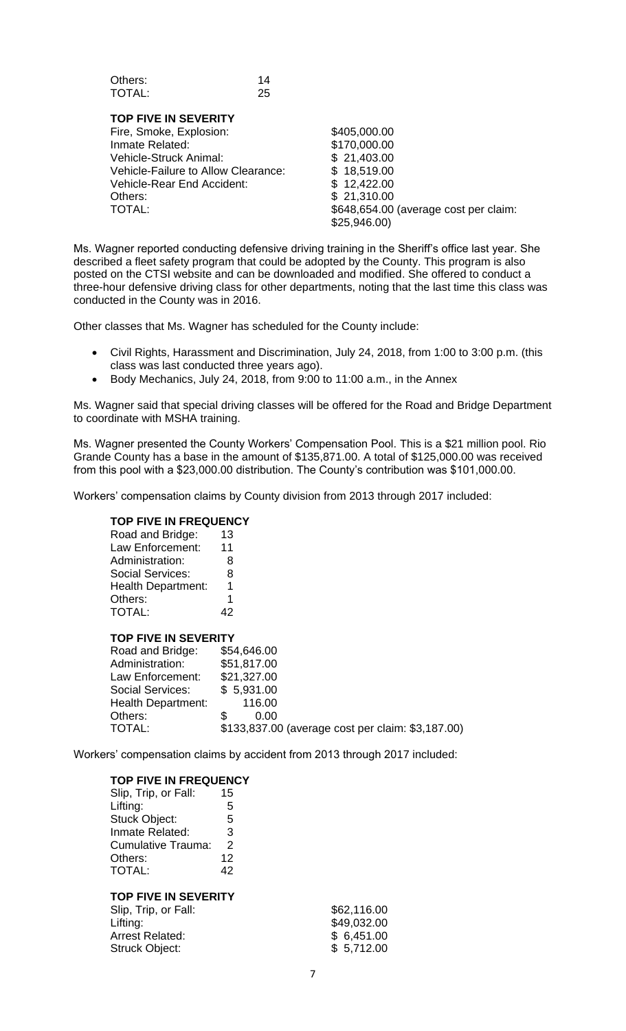| | |
|---|---|
| Others: | 14 |
| TOTAL: | 25 |

**TOP FIVE IN SEVERITY**

| | |
|---|---|
| Fire, Smoke, Explosion: | $405,000.00 |
| Inmate Related: | $170,000.00 |
| Vehicle-Struck Animal: | $ 21,403.00 |
| Vehicle-Failure to Allow Clearance: | $ 18,519.00 |
| Vehicle-Rear End Accident: | $ 12,422.00 |
| Others: | $ 21,310.00 |
| TOTAL: | $648,654.00 (average cost per claim: $25,946.00) |

Ms. Wagner reported conducting defensive driving training in the Sheriff's office last year. She described a fleet safety program that could be adopted by the County. This program is also posted on the CTSI website and can be downloaded and modified. She offered to conduct a three-hour defensive driving class for other departments, noting that the last time this class was conducted in the County was in 2016.

Other classes that Ms. Wagner has scheduled for the County include:

- Civil Rights, Harassment and Discrimination, July 24, 2018, from 1:00 to 3:00 p.m. (this class was last conducted three years ago).
- Body Mechanics, July 24, 2018, from 9:00 to 11:00 a.m., in the Annex

Ms. Wagner said that special driving classes will be offered for the Road and Bridge Department to coordinate with MSHA training.

Ms. Wagner presented the County Workers' Compensation Pool. This is a $21 million pool. Rio Grande County has a base in the amount of $135,871.00. A total of $125,000.00 was received from this pool with a $23,000.00 distribution. The County's contribution was $101,000.00.

Workers' compensation claims by County division from 2013 through 2017 included:

**TOP FIVE IN FREQUENCY**

| | |
|---|---|
| Road and Bridge: | 13 |
| Law Enforcement: | 11 |
| Administration: | 8 |
| Social Services: | 8 |
| Health Department: | 1 |
| Others: | 1 |
| TOTAL: | 42 |

**TOP FIVE IN SEVERITY**

| | |
|---|---|
| Road and Bridge: | $54,646.00 |
| Administration: | $51,817.00 |
| Law Enforcement: | $21,327.00 |
| Social Services: | $ 5,931.00 |
| Health Department: | 116.00 |
| Others: | $ 0.00 |
| TOTAL: | $133,837.00 (average cost per claim: $3,187.00) |

Workers' compensation claims by accident from 2013 through 2017 included:

**TOP FIVE IN FREQUENCY**

| | |
|---|---|
| Slip, Trip, or Fall: | 15 |
| Lifting: | 5 |
| Stuck Object: | 5 |
| Inmate Related: | 3 |
| Cumulative Trauma: | 2 |
| Others: | 12 |
| TOTAL: | 42 |

**TOP FIVE IN SEVERITY**

| | |
|---|---|
| Slip, Trip, or Fall: | $62,116.00 |
| Lifting: | $49,032.00 |
| Arrest Related: | $ 6,451.00 |
| Struck Object: | $ 5,712.00 |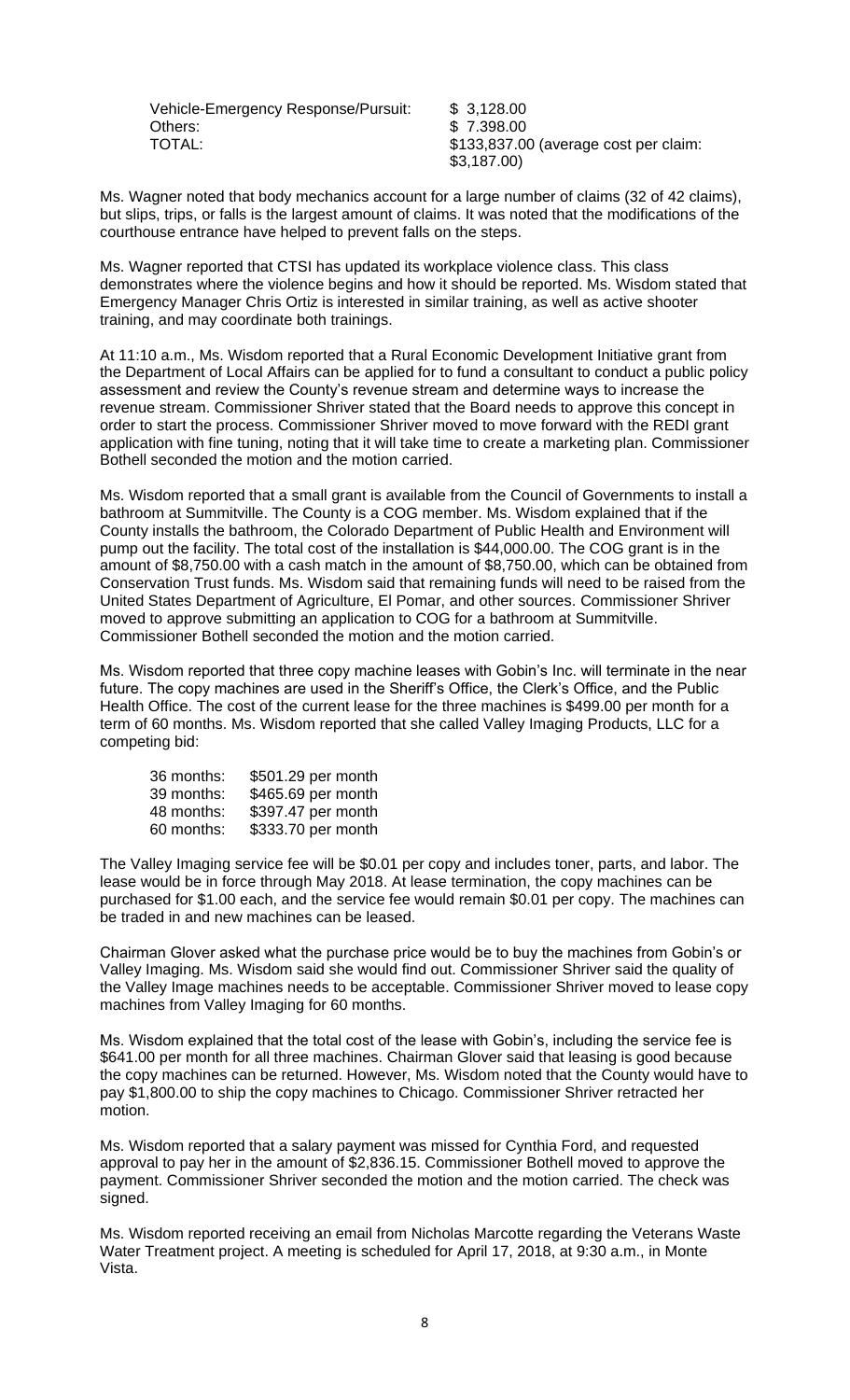| | |
|---|---|
| Vehicle-Emergency Response/Pursuit: | $ 3,128.00 |
| Others: | $ 7.398.00 |
| TOTAL: | $133,837.00 (average cost per claim: $3,187.00) |

Ms. Wagner noted that body mechanics account for a large number of claims (32 of 42 claims), but slips, trips, or falls is the largest amount of claims. It was noted that the modifications of the courthouse entrance have helped to prevent falls on the steps.

Ms. Wagner reported that CTSI has updated its workplace violence class. This class demonstrates where the violence begins and how it should be reported. Ms. Wisdom stated that Emergency Manager Chris Ortiz is interested in similar training, as well as active shooter training, and may coordinate both trainings.

At 11:10 a.m., Ms. Wisdom reported that a Rural Economic Development Initiative grant from the Department of Local Affairs can be applied for to fund a consultant to conduct a public policy assessment and review the County's revenue stream and determine ways to increase the revenue stream. Commissioner Shriver stated that the Board needs to approve this concept in order to start the process. Commissioner Shriver moved to move forward with the REDI grant application with fine tuning, noting that it will take time to create a marketing plan. Commissioner Bothell seconded the motion and the motion carried.

Ms. Wisdom reported that a small grant is available from the Council of Governments to install a bathroom at Summitville. The County is a COG member. Ms. Wisdom explained that if the County installs the bathroom, the Colorado Department of Public Health and Environment will pump out the facility. The total cost of the installation is $44,000.00. The COG grant is in the amount of $8,750.00 with a cash match in the amount of $8,750.00, which can be obtained from Conservation Trust funds. Ms. Wisdom said that remaining funds will need to be raised from the United States Department of Agriculture, El Pomar, and other sources. Commissioner Shriver moved to approve submitting an application to COG for a bathroom at Summitville. Commissioner Bothell seconded the motion and the motion carried.

Ms. Wisdom reported that three copy machine leases with Gobin's Inc. will terminate in the near future. The copy machines are used in the Sheriff's Office, the Clerk's Office, and the Public Health Office. The cost of the current lease for the three machines is $499.00 per month for a term of 60 months. Ms. Wisdom reported that she called Valley Imaging Products, LLC for a competing bid:

| | |
|---|---|
| 36 months: | $501.29 per month |
| 39 months: | $465.69 per month |
| 48 months: | $397.47 per month |
| 60 months: | $333.70 per month |

The Valley Imaging service fee will be $0.01 per copy and includes toner, parts, and labor. The lease would be in force through May 2018. At lease termination, the copy machines can be purchased for $1.00 each, and the service fee would remain $0.01 per copy. The machines can be traded in and new machines can be leased.

Chairman Glover asked what the purchase price would be to buy the machines from Gobin's or Valley Imaging. Ms. Wisdom said she would find out. Commissioner Shriver said the quality of the Valley Image machines needs to be acceptable. Commissioner Shriver moved to lease copy machines from Valley Imaging for 60 months.

Ms. Wisdom explained that the total cost of the lease with Gobin's, including the service fee is $641.00 per month for all three machines. Chairman Glover said that leasing is good because the copy machines can be returned. However, Ms. Wisdom noted that the County would have to pay $1,800.00 to ship the copy machines to Chicago. Commissioner Shriver retracted her motion.

Ms. Wisdom reported that a salary payment was missed for Cynthia Ford, and requested approval to pay her in the amount of $2,836.15. Commissioner Bothell moved to approve the payment. Commissioner Shriver seconded the motion and the motion carried. The check was signed.

Ms. Wisdom reported receiving an email from Nicholas Marcotte regarding the Veterans Waste Water Treatment project. A meeting is scheduled for April 17, 2018, at 9:30 a.m., in Monte Vista.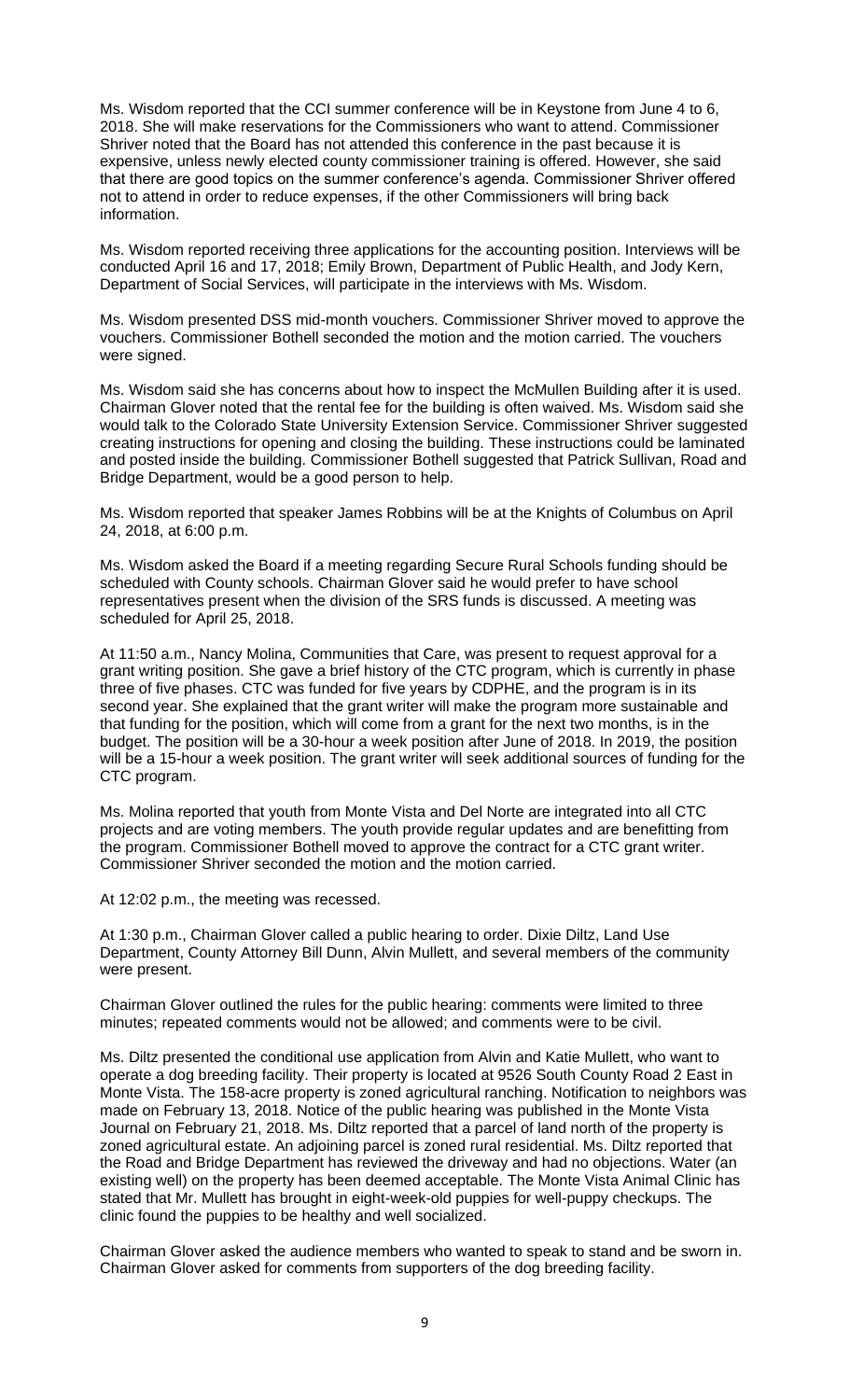Ms. Wisdom reported that the CCI summer conference will be in Keystone from June 4 to 6, 2018. She will make reservations for the Commissioners who want to attend. Commissioner Shriver noted that the Board has not attended this conference in the past because it is expensive, unless newly elected county commissioner training is offered. However, she said that there are good topics on the summer conference's agenda. Commissioner Shriver offered not to attend in order to reduce expenses, if the other Commissioners will bring back information.

Ms. Wisdom reported receiving three applications for the accounting position. Interviews will be conducted April 16 and 17, 2018; Emily Brown, Department of Public Health, and Jody Kern, Department of Social Services, will participate in the interviews with Ms. Wisdom.

Ms. Wisdom presented DSS mid-month vouchers. Commissioner Shriver moved to approve the vouchers. Commissioner Bothell seconded the motion and the motion carried. The vouchers were signed.

Ms. Wisdom said she has concerns about how to inspect the McMullen Building after it is used. Chairman Glover noted that the rental fee for the building is often waived. Ms. Wisdom said she would talk to the Colorado State University Extension Service. Commissioner Shriver suggested creating instructions for opening and closing the building. These instructions could be laminated and posted inside the building. Commissioner Bothell suggested that Patrick Sullivan, Road and Bridge Department, would be a good person to help.

Ms. Wisdom reported that speaker James Robbins will be at the Knights of Columbus on April 24, 2018, at 6:00 p.m.

Ms. Wisdom asked the Board if a meeting regarding Secure Rural Schools funding should be scheduled with County schools. Chairman Glover said he would prefer to have school representatives present when the division of the SRS funds is discussed. A meeting was scheduled for April 25, 2018.

At 11:50 a.m., Nancy Molina, Communities that Care, was present to request approval for a grant writing position. She gave a brief history of the CTC program, which is currently in phase three of five phases. CTC was funded for five years by CDPHE, and the program is in its second year. She explained that the grant writer will make the program more sustainable and that funding for the position, which will come from a grant for the next two months, is in the budget. The position will be a 30-hour a week position after June of 2018. In 2019, the position will be a 15-hour a week position. The grant writer will seek additional sources of funding for the CTC program.

Ms. Molina reported that youth from Monte Vista and Del Norte are integrated into all CTC projects and are voting members. The youth provide regular updates and are benefitting from the program. Commissioner Bothell moved to approve the contract for a CTC grant writer. Commissioner Shriver seconded the motion and the motion carried.

At 12:02 p.m., the meeting was recessed.

At 1:30 p.m., Chairman Glover called a public hearing to order. Dixie Diltz, Land Use Department, County Attorney Bill Dunn, Alvin Mullett, and several members of the community were present.

Chairman Glover outlined the rules for the public hearing: comments were limited to three minutes; repeated comments would not be allowed; and comments were to be civil.

Ms. Diltz presented the conditional use application from Alvin and Katie Mullett, who want to operate a dog breeding facility. Their property is located at 9526 South County Road 2 East in Monte Vista. The 158-acre property is zoned agricultural ranching. Notification to neighbors was made on February 13, 2018. Notice of the public hearing was published in the Monte Vista Journal on February 21, 2018. Ms. Diltz reported that a parcel of land north of the property is zoned agricultural estate. An adjoining parcel is zoned rural residential. Ms. Diltz reported that the Road and Bridge Department has reviewed the driveway and had no objections. Water (an existing well) on the property has been deemed acceptable. The Monte Vista Animal Clinic has stated that Mr. Mullett has brought in eight-week-old puppies for well-puppy checkups. The clinic found the puppies to be healthy and well socialized.

Chairman Glover asked the audience members who wanted to speak to stand and be sworn in. Chairman Glover asked for comments from supporters of the dog breeding facility.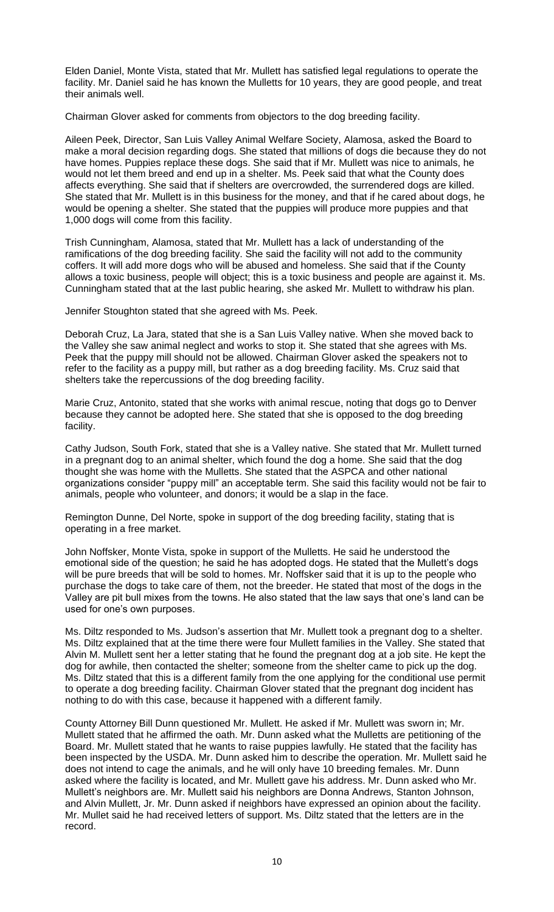Elden Daniel, Monte Vista, stated that Mr. Mullett has satisfied legal regulations to operate the facility. Mr. Daniel said he has known the Mulletts for 10 years, they are good people, and treat their animals well.

Chairman Glover asked for comments from objectors to the dog breeding facility.

Aileen Peek, Director, San Luis Valley Animal Welfare Society, Alamosa, asked the Board to make a moral decision regarding dogs. She stated that millions of dogs die because they do not have homes. Puppies replace these dogs. She said that if Mr. Mullett was nice to animals, he would not let them breed and end up in a shelter. Ms. Peek said that what the County does affects everything. She said that if shelters are overcrowded, the surrendered dogs are killed. She stated that Mr. Mullett is in this business for the money, and that if he cared about dogs, he would be opening a shelter. She stated that the puppies will produce more puppies and that 1,000 dogs will come from this facility.

Trish Cunningham, Alamosa, stated that Mr. Mullett has a lack of understanding of the ramifications of the dog breeding facility. She said the facility will not add to the community coffers. It will add more dogs who will be abused and homeless. She said that if the County allows a toxic business, people will object; this is a toxic business and people are against it. Ms. Cunningham stated that at the last public hearing, she asked Mr. Mullett to withdraw his plan.

Jennifer Stoughton stated that she agreed with Ms. Peek.

Deborah Cruz, La Jara, stated that she is a San Luis Valley native. When she moved back to the Valley she saw animal neglect and works to stop it. She stated that she agrees with Ms. Peek that the puppy mill should not be allowed. Chairman Glover asked the speakers not to refer to the facility as a puppy mill, but rather as a dog breeding facility. Ms. Cruz said that shelters take the repercussions of the dog breeding facility.

Marie Cruz, Antonito, stated that she works with animal rescue, noting that dogs go to Denver because they cannot be adopted here. She stated that she is opposed to the dog breeding facility.

Cathy Judson, South Fork, stated that she is a Valley native. She stated that Mr. Mullett turned in a pregnant dog to an animal shelter, which found the dog a home. She said that the dog thought she was home with the Mulletts. She stated that the ASPCA and other national organizations consider "puppy mill" an acceptable term. She said this facility would not be fair to animals, people who volunteer, and donors; it would be a slap in the face.

Remington Dunne, Del Norte, spoke in support of the dog breeding facility, stating that is operating in a free market.

John Noffsker, Monte Vista, spoke in support of the Mulletts. He said he understood the emotional side of the question; he said he has adopted dogs. He stated that the Mullett's dogs will be pure breeds that will be sold to homes. Mr. Noffsker said that it is up to the people who purchase the dogs to take care of them, not the breeder. He stated that most of the dogs in the Valley are pit bull mixes from the towns. He also stated that the law says that one's land can be used for one's own purposes.

Ms. Diltz responded to Ms. Judson's assertion that Mr. Mullett took a pregnant dog to a shelter. Ms. Diltz explained that at the time there were four Mullett families in the Valley. She stated that Alvin M. Mullett sent her a letter stating that he found the pregnant dog at a job site. He kept the dog for awhile, then contacted the shelter; someone from the shelter came to pick up the dog. Ms. Diltz stated that this is a different family from the one applying for the conditional use permit to operate a dog breeding facility. Chairman Glover stated that the pregnant dog incident has nothing to do with this case, because it happened with a different family.

County Attorney Bill Dunn questioned Mr. Mullett. He asked if Mr. Mullett was sworn in; Mr. Mullett stated that he affirmed the oath. Mr. Dunn asked what the Mulletts are petitioning of the Board. Mr. Mullett stated that he wants to raise puppies lawfully. He stated that the facility has been inspected by the USDA. Mr. Dunn asked him to describe the operation. Mr. Mullett said he does not intend to cage the animals, and he will only have 10 breeding females. Mr. Dunn asked where the facility is located, and Mr. Mullett gave his address. Mr. Dunn asked who Mr. Mullett's neighbors are. Mr. Mullett said his neighbors are Donna Andrews, Stanton Johnson, and Alvin Mullett, Jr. Mr. Dunn asked if neighbors have expressed an opinion about the facility. Mr. Mullet said he had received letters of support. Ms. Diltz stated that the letters are in the record.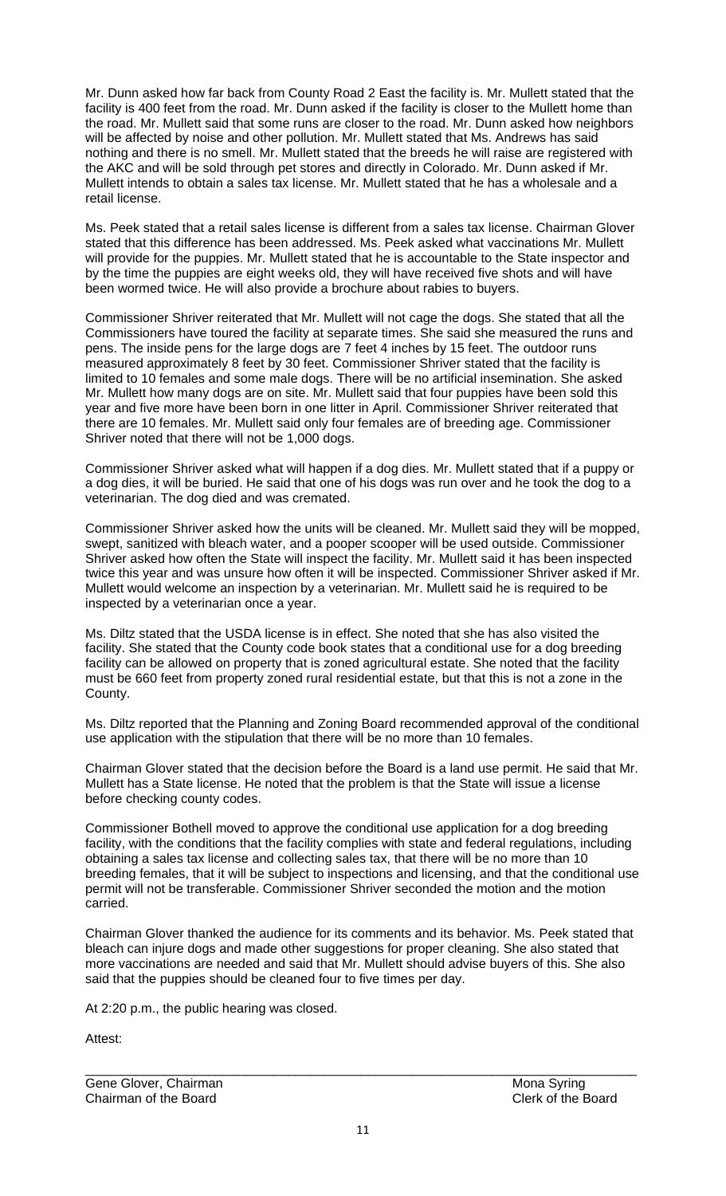Mr. Dunn asked how far back from County Road 2 East the facility is. Mr. Mullett stated that the facility is 400 feet from the road. Mr. Dunn asked if the facility is closer to the Mullett home than the road. Mr. Mullett said that some runs are closer to the road. Mr. Dunn asked how neighbors will be affected by noise and other pollution. Mr. Mullett stated that Ms. Andrews has said nothing and there is no smell. Mr. Mullett stated that the breeds he will raise are registered with the AKC and will be sold through pet stores and directly in Colorado. Mr. Dunn asked if Mr. Mullett intends to obtain a sales tax license. Mr. Mullett stated that he has a wholesale and a retail license.

Ms. Peek stated that a retail sales license is different from a sales tax license. Chairman Glover stated that this difference has been addressed. Ms. Peek asked what vaccinations Mr. Mullett will provide for the puppies. Mr. Mullett stated that he is accountable to the State inspector and by the time the puppies are eight weeks old, they will have received five shots and will have been wormed twice. He will also provide a brochure about rabies to buyers.

Commissioner Shriver reiterated that Mr. Mullett will not cage the dogs. She stated that all the Commissioners have toured the facility at separate times. She said she measured the runs and pens. The inside pens for the large dogs are 7 feet 4 inches by 15 feet. The outdoor runs measured approximately 8 feet by 30 feet. Commissioner Shriver stated that the facility is limited to 10 females and some male dogs. There will be no artificial insemination. She asked Mr. Mullett how many dogs are on site. Mr. Mullett said that four puppies have been sold this year and five more have been born in one litter in April. Commissioner Shriver reiterated that there are 10 females. Mr. Mullett said only four females are of breeding age. Commissioner Shriver noted that there will not be 1,000 dogs.

Commissioner Shriver asked what will happen if a dog dies. Mr. Mullett stated that if a puppy or a dog dies, it will be buried. He said that one of his dogs was run over and he took the dog to a veterinarian. The dog died and was cremated.

Commissioner Shriver asked how the units will be cleaned. Mr. Mullett said they will be mopped, swept, sanitized with bleach water, and a pooper scooper will be used outside. Commissioner Shriver asked how often the State will inspect the facility. Mr. Mullett said it has been inspected twice this year and was unsure how often it will be inspected. Commissioner Shriver asked if Mr. Mullett would welcome an inspection by a veterinarian. Mr. Mullett said he is required to be inspected by a veterinarian once a year.

Ms. Diltz stated that the USDA license is in effect. She noted that she has also visited the facility. She stated that the County code book states that a conditional use for a dog breeding facility can be allowed on property that is zoned agricultural estate. She noted that the facility must be 660 feet from property zoned rural residential estate, but that this is not a zone in the County.

Ms. Diltz reported that the Planning and Zoning Board recommended approval of the conditional use application with the stipulation that there will be no more than 10 females.

Chairman Glover stated that the decision before the Board is a land use permit. He said that Mr. Mullett has a State license. He noted that the problem is that the State will issue a license before checking county codes.

Commissioner Bothell moved to approve the conditional use application for a dog breeding facility, with the conditions that the facility complies with state and federal regulations, including obtaining a sales tax license and collecting sales tax, that there will be no more than 10 breeding females, that it will be subject to inspections and licensing, and that the conditional use permit will not be transferable. Commissioner Shriver seconded the motion and the motion carried.

Chairman Glover thanked the audience for its comments and its behavior. Ms. Peek stated that bleach can injure dogs and made other suggestions for proper cleaning. She also stated that more vaccinations are needed and said that Mr. Mullett should advise buyers of this. She also said that the puppies should be cleaned four to five times per day.

At 2:20 p.m., the public hearing was closed.

Attest:

\_\_\_\_\_\_\_\_\_\_\_\_\_\_\_\_\_\_\_\_\_\_\_\_\_\_\_\_\_\_\_\_\_\_\_\_\_\_\_\_\_\_\_\_\_\_\_\_\_\_\_\_\_\_\_\_\_\_\_\_\_\_\_\_\_\_\_\_\_\_\_\_\_\_\_\_\_\_

Gene Glover, Chairman
Chairman of the Board

Mona Syring
Clerk of the Board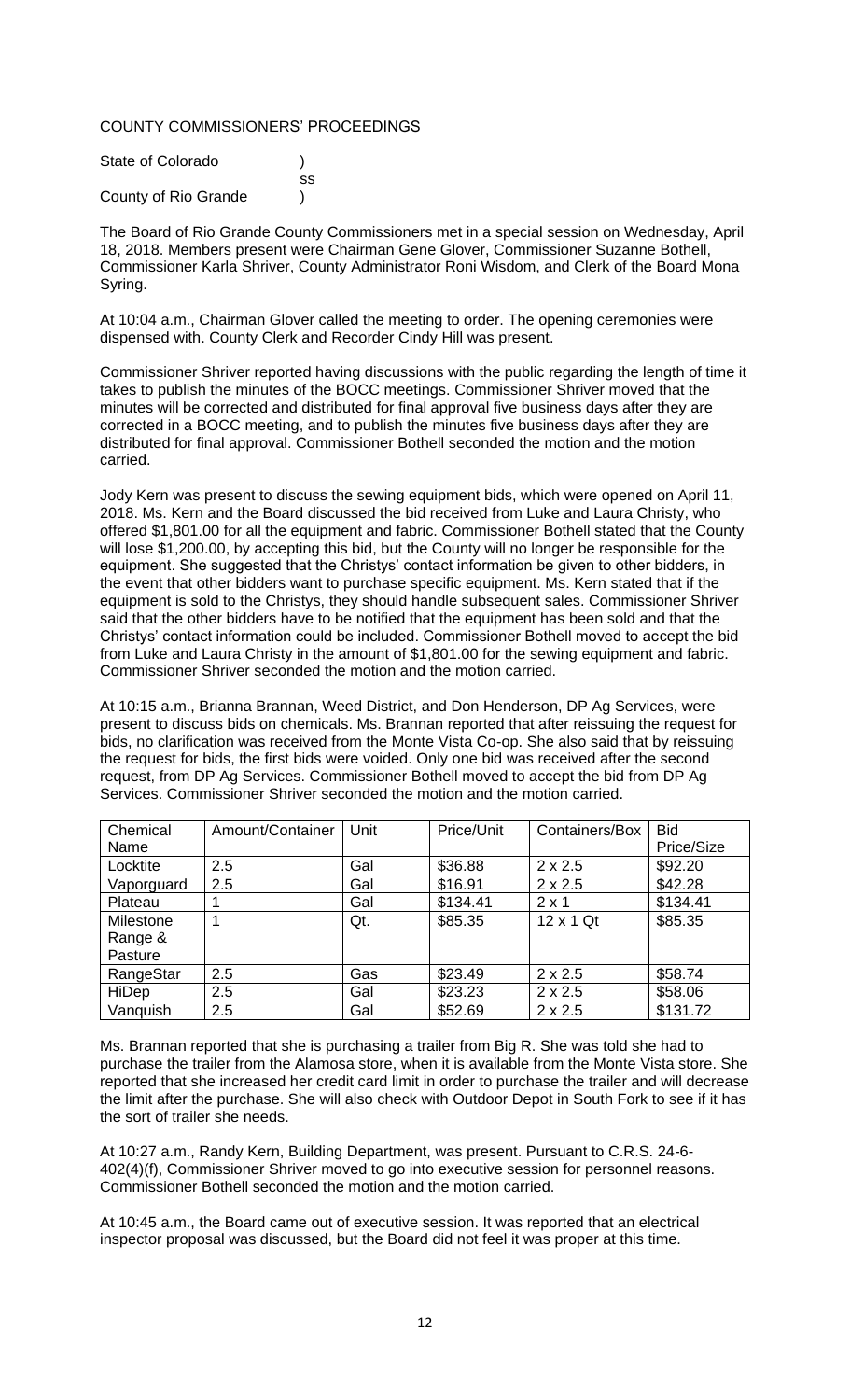COUNTY COMMISSIONERS' PROCEEDINGS

State of Colorado )
ss
County of Rio Grande )

The Board of Rio Grande County Commissioners met in a special session on Wednesday, April 18, 2018. Members present were Chairman Gene Glover, Commissioner Suzanne Bothell, Commissioner Karla Shriver, County Administrator Roni Wisdom, and Clerk of the Board Mona Syring.

At 10:04 a.m., Chairman Glover called the meeting to order. The opening ceremonies were dispensed with. County Clerk and Recorder Cindy Hill was present.

Commissioner Shriver reported having discussions with the public regarding the length of time it takes to publish the minutes of the BOCC meetings. Commissioner Shriver moved that the minutes will be corrected and distributed for final approval five business days after they are corrected in a BOCC meeting, and to publish the minutes five business days after they are distributed for final approval. Commissioner Bothell seconded the motion and the motion carried.

Jody Kern was present to discuss the sewing equipment bids, which were opened on April 11, 2018. Ms. Kern and the Board discussed the bid received from Luke and Laura Christy, who offered $1,801.00 for all the equipment and fabric. Commissioner Bothell stated that the County will lose $1,200.00, by accepting this bid, but the County will no longer be responsible for the equipment. She suggested that the Christys' contact information be given to other bidders, in the event that other bidders want to purchase specific equipment. Ms. Kern stated that if the equipment is sold to the Christys, they should handle subsequent sales. Commissioner Shriver said that the other bidders have to be notified that the equipment has been sold and that the Christys' contact information could be included. Commissioner Bothell moved to accept the bid from Luke and Laura Christy in the amount of $1,801.00 for the sewing equipment and fabric. Commissioner Shriver seconded the motion and the motion carried.

At 10:15 a.m., Brianna Brannan, Weed District, and Don Henderson, DP Ag Services, were present to discuss bids on chemicals. Ms. Brannan reported that after reissuing the request for bids, no clarification was received from the Monte Vista Co-op. She also said that by reissuing the request for bids, the first bids were voided. Only one bid was received after the second request, from DP Ag Services. Commissioner Bothell moved to accept the bid from DP Ag Services. Commissioner Shriver seconded the motion and the motion carried.

| Chemical Name | Amount/Container | Unit | Price/Unit | Containers/Box | Bid Price/Size |
|---|---|---|---|---|---|
| Locktite | 2.5 | Gal | $36.88 | 2 x 2.5 | $92.20 |
| Vaporguard | 2.5 | Gal | $16.91 | 2 x 2.5 | $42.28 |
| Plateau | 1 | Gal | $134.41 | 2 x 1 | $134.41 |
| Milestone Range & Pasture | 1 | Qt. | $85.35 | 12 x 1 Qt | $85.35 |
| RangeStar | 2.5 | Gas | $23.49 | 2 x 2.5 | $58.74 |
| HiDep | 2.5 | Gal | $23.23 | 2 x 2.5 | $58.06 |
| Vanquish | 2.5 | Gal | $52.69 | 2 x 2.5 | $131.72 |

Ms. Brannan reported that she is purchasing a trailer from Big R. She was told she had to purchase the trailer from the Alamosa store, when it is available from the Monte Vista store. She reported that she increased her credit card limit in order to purchase the trailer and will decrease the limit after the purchase. She will also check with Outdoor Depot in South Fork to see if it has the sort of trailer she needs.

At 10:27 a.m., Randy Kern, Building Department, was present. Pursuant to C.R.S. 24-6-402(4)(f), Commissioner Shriver moved to go into executive session for personnel reasons. Commissioner Bothell seconded the motion and the motion carried.

At 10:45 a.m., the Board came out of executive session. It was reported that an electrical inspector proposal was discussed, but the Board did not feel it was proper at this time.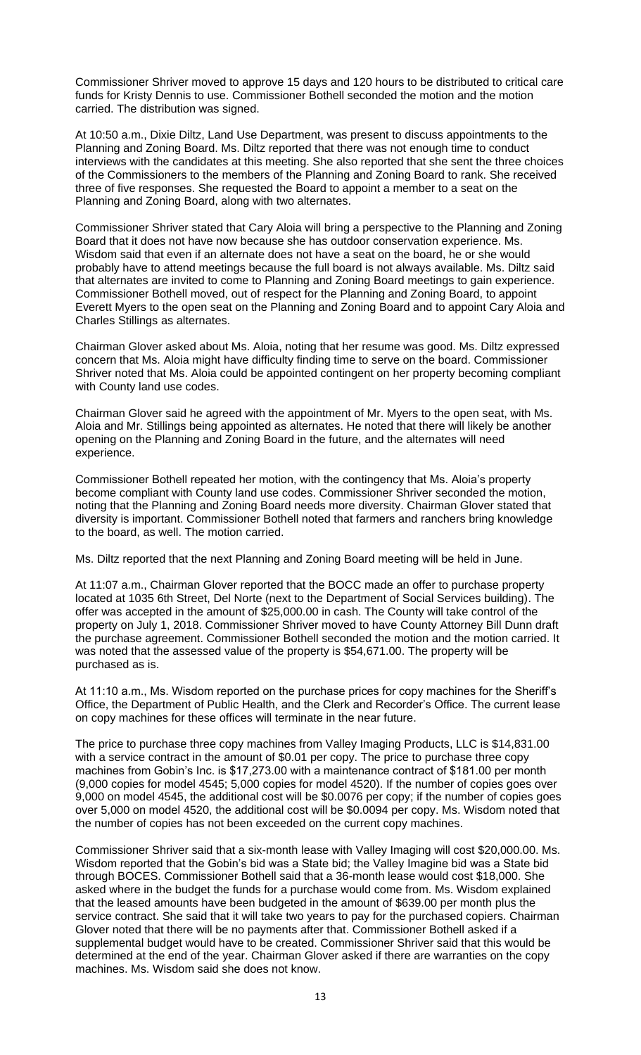Commissioner Shriver moved to approve 15 days and 120 hours to be distributed to critical care funds for Kristy Dennis to use. Commissioner Bothell seconded the motion and the motion carried. The distribution was signed.

At 10:50 a.m., Dixie Diltz, Land Use Department, was present to discuss appointments to the Planning and Zoning Board. Ms. Diltz reported that there was not enough time to conduct interviews with the candidates at this meeting. She also reported that she sent the three choices of the Commissioners to the members of the Planning and Zoning Board to rank. She received three of five responses. She requested the Board to appoint a member to a seat on the Planning and Zoning Board, along with two alternates.

Commissioner Shriver stated that Cary Aloia will bring a perspective to the Planning and Zoning Board that it does not have now because she has outdoor conservation experience. Ms. Wisdom said that even if an alternate does not have a seat on the board, he or she would probably have to attend meetings because the full board is not always available. Ms. Diltz said that alternates are invited to come to Planning and Zoning Board meetings to gain experience. Commissioner Bothell moved, out of respect for the Planning and Zoning Board, to appoint Everett Myers to the open seat on the Planning and Zoning Board and to appoint Cary Aloia and Charles Stillings as alternates.

Chairman Glover asked about Ms. Aloia, noting that her resume was good. Ms. Diltz expressed concern that Ms. Aloia might have difficulty finding time to serve on the board. Commissioner Shriver noted that Ms. Aloia could be appointed contingent on her property becoming compliant with County land use codes.

Chairman Glover said he agreed with the appointment of Mr. Myers to the open seat, with Ms. Aloia and Mr. Stillings being appointed as alternates. He noted that there will likely be another opening on the Planning and Zoning Board in the future, and the alternates will need experience.

Commissioner Bothell repeated her motion, with the contingency that Ms. Aloia's property become compliant with County land use codes. Commissioner Shriver seconded the motion, noting that the Planning and Zoning Board needs more diversity. Chairman Glover stated that diversity is important. Commissioner Bothell noted that farmers and ranchers bring knowledge to the board, as well. The motion carried.

Ms. Diltz reported that the next Planning and Zoning Board meeting will be held in June.

At 11:07 a.m., Chairman Glover reported that the BOCC made an offer to purchase property located at 1035 6th Street, Del Norte (next to the Department of Social Services building). The offer was accepted in the amount of $25,000.00 in cash. The County will take control of the property on July 1, 2018. Commissioner Shriver moved to have County Attorney Bill Dunn draft the purchase agreement. Commissioner Bothell seconded the motion and the motion carried. It was noted that the assessed value of the property is $54,671.00. The property will be purchased as is.

At 11:10 a.m., Ms. Wisdom reported on the purchase prices for copy machines for the Sheriff's Office, the Department of Public Health, and the Clerk and Recorder's Office. The current lease on copy machines for these offices will terminate in the near future.

The price to purchase three copy machines from Valley Imaging Products, LLC is $14,831.00 with a service contract in the amount of $0.01 per copy. The price to purchase three copy machines from Gobin's Inc. is $17,273.00 with a maintenance contract of $181.00 per month (9,000 copies for model 4545; 5,000 copies for model 4520). If the number of copies goes over 9,000 on model 4545, the additional cost will be $0.0076 per copy; if the number of copies goes over 5,000 on model 4520, the additional cost will be $0.0094 per copy. Ms. Wisdom noted that the number of copies has not been exceeded on the current copy machines.

Commissioner Shriver said that a six-month lease with Valley Imaging will cost $20,000.00. Ms. Wisdom reported that the Gobin's bid was a State bid; the Valley Imagine bid was a State bid through BOCES. Commissioner Bothell said that a 36-month lease would cost $18,000. She asked where in the budget the funds for a purchase would come from. Ms. Wisdom explained that the leased amounts have been budgeted in the amount of $639.00 per month plus the service contract. She said that it will take two years to pay for the purchased copiers. Chairman Glover noted that there will be no payments after that. Commissioner Bothell asked if a supplemental budget would have to be created. Commissioner Shriver said that this would be determined at the end of the year. Chairman Glover asked if there are warranties on the copy machines. Ms. Wisdom said she does not know.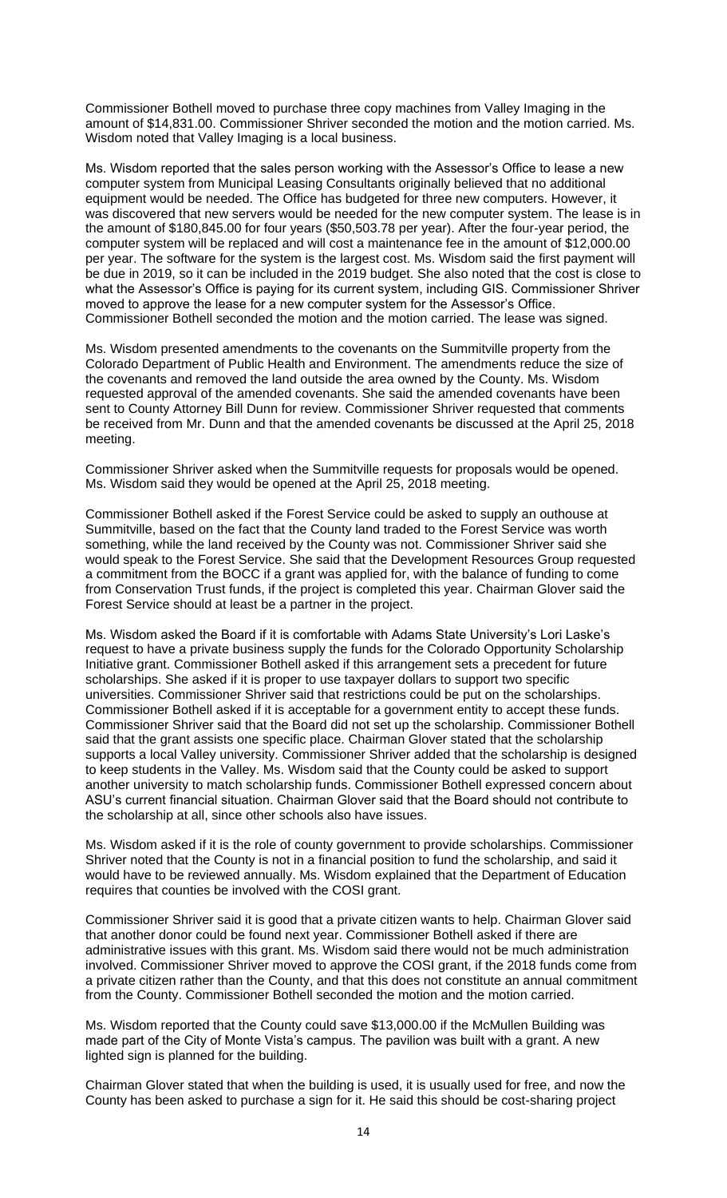Commissioner Bothell moved to purchase three copy machines from Valley Imaging in the amount of $14,831.00. Commissioner Shriver seconded the motion and the motion carried. Ms. Wisdom noted that Valley Imaging is a local business.

Ms. Wisdom reported that the sales person working with the Assessor's Office to lease a new computer system from Municipal Leasing Consultants originally believed that no additional equipment would be needed. The Office has budgeted for three new computers. However, it was discovered that new servers would be needed for the new computer system. The lease is in the amount of $180,845.00 for four years ($50,503.78 per year). After the four-year period, the computer system will be replaced and will cost a maintenance fee in the amount of $12,000.00 per year. The software for the system is the largest cost. Ms. Wisdom said the first payment will be due in 2019, so it can be included in the 2019 budget. She also noted that the cost is close to what the Assessor's Office is paying for its current system, including GIS. Commissioner Shriver moved to approve the lease for a new computer system for the Assessor's Office. Commissioner Bothell seconded the motion and the motion carried. The lease was signed.

Ms. Wisdom presented amendments to the covenants on the Summitville property from the Colorado Department of Public Health and Environment. The amendments reduce the size of the covenants and removed the land outside the area owned by the County. Ms. Wisdom requested approval of the amended covenants. She said the amended covenants have been sent to County Attorney Bill Dunn for review. Commissioner Shriver requested that comments be received from Mr. Dunn and that the amended covenants be discussed at the April 25, 2018 meeting.

Commissioner Shriver asked when the Summitville requests for proposals would be opened. Ms. Wisdom said they would be opened at the April 25, 2018 meeting.

Commissioner Bothell asked if the Forest Service could be asked to supply an outhouse at Summitville, based on the fact that the County land traded to the Forest Service was worth something, while the land received by the County was not. Commissioner Shriver said she would speak to the Forest Service. She said that the Development Resources Group requested a commitment from the BOCC if a grant was applied for, with the balance of funding to come from Conservation Trust funds, if the project is completed this year. Chairman Glover said the Forest Service should at least be a partner in the project.

Ms. Wisdom asked the Board if it is comfortable with Adams State University's Lori Laske's request to have a private business supply the funds for the Colorado Opportunity Scholarship Initiative grant. Commissioner Bothell asked if this arrangement sets a precedent for future scholarships. She asked if it is proper to use taxpayer dollars to support two specific universities. Commissioner Shriver said that restrictions could be put on the scholarships. Commissioner Bothell asked if it is acceptable for a government entity to accept these funds. Commissioner Shriver said that the Board did not set up the scholarship. Commissioner Bothell said that the grant assists one specific place. Chairman Glover stated that the scholarship supports a local Valley university. Commissioner Shriver added that the scholarship is designed to keep students in the Valley. Ms. Wisdom said that the County could be asked to support another university to match scholarship funds. Commissioner Bothell expressed concern about ASU's current financial situation. Chairman Glover said that the Board should not contribute to the scholarship at all, since other schools also have issues.

Ms. Wisdom asked if it is the role of county government to provide scholarships. Commissioner Shriver noted that the County is not in a financial position to fund the scholarship, and said it would have to be reviewed annually. Ms. Wisdom explained that the Department of Education requires that counties be involved with the COSI grant.

Commissioner Shriver said it is good that a private citizen wants to help. Chairman Glover said that another donor could be found next year. Commissioner Bothell asked if there are administrative issues with this grant. Ms. Wisdom said there would not be much administration involved. Commissioner Shriver moved to approve the COSI grant, if the 2018 funds come from a private citizen rather than the County, and that this does not constitute an annual commitment from the County. Commissioner Bothell seconded the motion and the motion carried.

Ms. Wisdom reported that the County could save $13,000.00 if the McMullen Building was made part of the City of Monte Vista's campus. The pavilion was built with a grant. A new lighted sign is planned for the building.

Chairman Glover stated that when the building is used, it is usually used for free, and now the County has been asked to purchase a sign for it. He said this should be cost-sharing project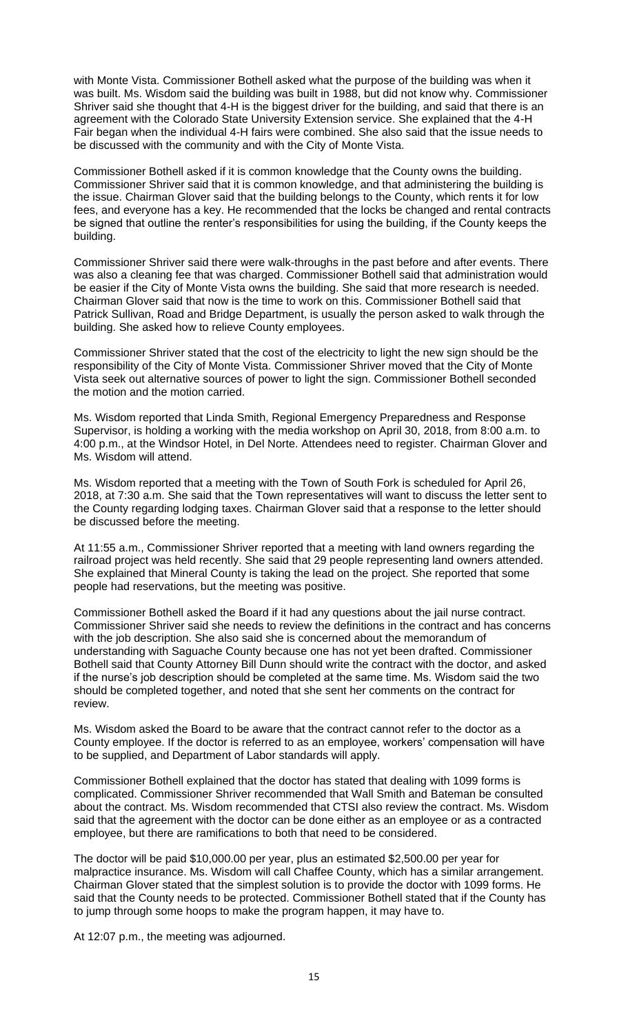with Monte Vista. Commissioner Bothell asked what the purpose of the building was when it was built. Ms. Wisdom said the building was built in 1988, but did not know why. Commissioner Shriver said she thought that 4-H is the biggest driver for the building, and said that there is an agreement with the Colorado State University Extension service. She explained that the 4-H Fair began when the individual 4-H fairs were combined. She also said that the issue needs to be discussed with the community and with the City of Monte Vista.

Commissioner Bothell asked if it is common knowledge that the County owns the building. Commissioner Shriver said that it is common knowledge, and that administering the building is the issue. Chairman Glover said that the building belongs to the County, which rents it for low fees, and everyone has a key. He recommended that the locks be changed and rental contracts be signed that outline the renter's responsibilities for using the building, if the County keeps the building.

Commissioner Shriver said there were walk-throughs in the past before and after events. There was also a cleaning fee that was charged. Commissioner Bothell said that administration would be easier if the City of Monte Vista owns the building. She said that more research is needed. Chairman Glover said that now is the time to work on this. Commissioner Bothell said that Patrick Sullivan, Road and Bridge Department, is usually the person asked to walk through the building. She asked how to relieve County employees.

Commissioner Shriver stated that the cost of the electricity to light the new sign should be the responsibility of the City of Monte Vista. Commissioner Shriver moved that the City of Monte Vista seek out alternative sources of power to light the sign. Commissioner Bothell seconded the motion and the motion carried.

Ms. Wisdom reported that Linda Smith, Regional Emergency Preparedness and Response Supervisor, is holding a working with the media workshop on April 30, 2018, from 8:00 a.m. to 4:00 p.m., at the Windsor Hotel, in Del Norte. Attendees need to register. Chairman Glover and Ms. Wisdom will attend.

Ms. Wisdom reported that a meeting with the Town of South Fork is scheduled for April 26, 2018, at 7:30 a.m. She said that the Town representatives will want to discuss the letter sent to the County regarding lodging taxes. Chairman Glover said that a response to the letter should be discussed before the meeting.

At 11:55 a.m., Commissioner Shriver reported that a meeting with land owners regarding the railroad project was held recently. She said that 29 people representing land owners attended. She explained that Mineral County is taking the lead on the project. She reported that some people had reservations, but the meeting was positive.

Commissioner Bothell asked the Board if it had any questions about the jail nurse contract. Commissioner Shriver said she needs to review the definitions in the contract and has concerns with the job description. She also said she is concerned about the memorandum of understanding with Saguache County because one has not yet been drafted. Commissioner Bothell said that County Attorney Bill Dunn should write the contract with the doctor, and asked if the nurse's job description should be completed at the same time. Ms. Wisdom said the two should be completed together, and noted that she sent her comments on the contract for review.

Ms. Wisdom asked the Board to be aware that the contract cannot refer to the doctor as a County employee. If the doctor is referred to as an employee, workers' compensation will have to be supplied, and Department of Labor standards will apply.

Commissioner Bothell explained that the doctor has stated that dealing with 1099 forms is complicated. Commissioner Shriver recommended that Wall Smith and Bateman be consulted about the contract. Ms. Wisdom recommended that CTSI also review the contract. Ms. Wisdom said that the agreement with the doctor can be done either as an employee or as a contracted employee, but there are ramifications to both that need to be considered.

The doctor will be paid $10,000.00 per year, plus an estimated $2,500.00 per year for malpractice insurance. Ms. Wisdom will call Chaffee County, which has a similar arrangement. Chairman Glover stated that the simplest solution is to provide the doctor with 1099 forms. He said that the County needs to be protected. Commissioner Bothell stated that if the County has to jump through some hoops to make the program happen, it may have to.

At 12:07 p.m., the meeting was adjourned.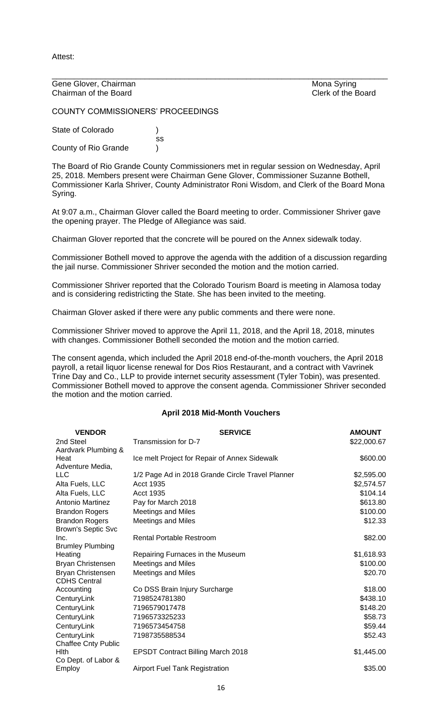Attest:

______________________________________________________________________________

Gene Glover, Chairman — Chairman of the Board

Mona Syring — Clerk of the Board

COUNTY COMMISSIONERS' PROCEEDINGS

State of Colorado )
ss
County of Rio Grande )

The Board of Rio Grande County Commissioners met in regular session on Wednesday, April 25, 2018. Members present were Chairman Gene Glover, Commissioner Suzanne Bothell, Commissioner Karla Shriver, County Administrator Roni Wisdom, and Clerk of the Board Mona Syring.

At 9:07 a.m., Chairman Glover called the Board meeting to order. Commissioner Shriver gave the opening prayer. The Pledge of Allegiance was said.

Chairman Glover reported that the concrete will be poured on the Annex sidewalk today.

Commissioner Bothell moved to approve the agenda with the addition of a discussion regarding the jail nurse. Commissioner Shriver seconded the motion and the motion carried.

Commissioner Shriver reported that the Colorado Tourism Board is meeting in Alamosa today and is considering redistricting the State. She has been invited to the meeting.

Chairman Glover asked if there were any public comments and there were none.

Commissioner Shriver moved to approve the April 11, 2018, and the April 18, 2018, minutes with changes. Commissioner Bothell seconded the motion and the motion carried.

The consent agenda, which included the April 2018 end-of-the-month vouchers, the April 2018 payroll, a retail liquor license renewal for Dos Rios Restaurant, and a contract with Vavrinek Trine Day and Co., LLP to provide internet security assessment (Tyler Tobin), was presented. Commissioner Bothell moved to approve the consent agenda. Commissioner Shriver seconded the motion and the motion carried.

**April 2018 Mid-Month Vouchers**

| VENDOR | SERVICE | AMOUNT |
|---|---|---|
| 2nd Steel | Transmission for D-7 | $22,000.67 |
| Aardvark Plumbing & Heat | Ice melt Project for Repair of Annex Sidewalk | $600.00 |
| Adventure Media, LLC | 1/2 Page Ad in 2018 Grande Circle Travel Planner | $2,595.00 |
| Alta Fuels, LLC | Acct 1935 | $2,574.57 |
| Alta Fuels, LLC | Acct 1935 | $104.14 |
| Antonio Martinez | Pay for March 2018 | $613.80 |
| Brandon Rogers | Meetings and Miles | $100.00 |
| Brandon Rogers | Meetings and Miles | $12.33 |
| Brown's Septic Svc Inc. | Rental Portable Restroom | $82.00 |
| Brumley Plumbing Heating | Repairing Furnaces in the Museum | $1,618.93 |
| Bryan Christensen | Meetings and Miles | $100.00 |
| Bryan Christensen | Meetings and Miles | $20.70 |
| CDHS Central Accounting | Co DSS Brain Injury Surcharge | $18.00 |
| CenturyLink | 7198524781380 | $438.10 |
| CenturyLink | 7196579017478 | $148.20 |
| CenturyLink | 7196573325233 | $58.73 |
| CenturyLink | 7196573454758 | $59.44 |
| CenturyLink | 7198735588534 | $52.43 |
| Chaffee Cnty Public Hlth | EPSDT Contract Billing March 2018 | $1,445.00 |
| Co Dept. of Labor & Employ | Airport Fuel Tank Registration | $35.00 |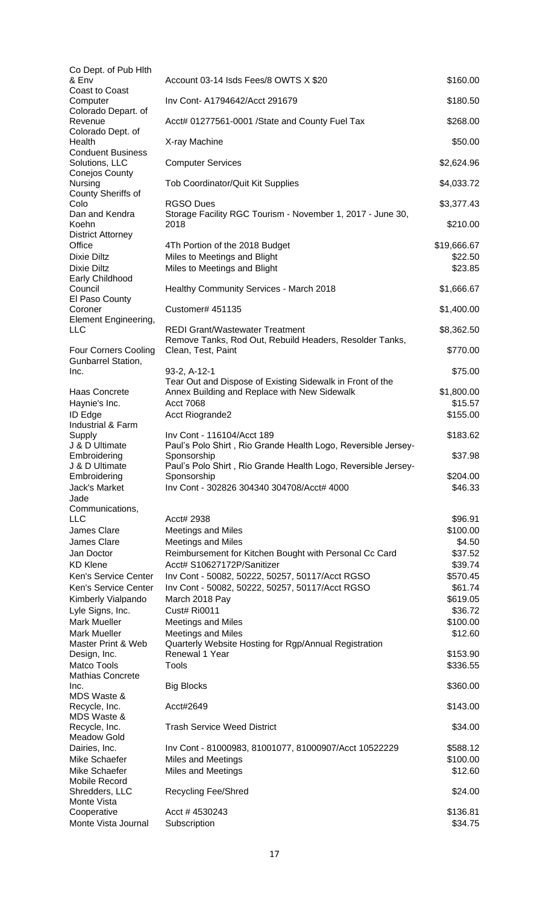| | | |
|---|---|---|
| Co Dept. of Pub Hlth & Env | Account 03-14 Isds Fees/8 OWTS X $20 | $160.00 |
| Coast to Coast Computer | Inv Cont- A1794642/Acct 291679 | $180.50 |
| Colorado Depart. of Revenue | Acct# 01277561-0001 /State and County Fuel Tax | $268.00 |
| Colorado Dept. of Health | X-ray Machine | $50.00 |
| Conduent Business Solutions, LLC | Computer Services | $2,624.96 |
| Conejos County Nursing | Tob Coordinator/Quit Kit Supplies | $4,033.72 |
| County Sheriffs of Colo | RGSO Dues | $3,377.43 |
| Dan and Kendra Koehn | Storage Facility RGC Tourism - November 1, 2017 - June 30, 2018 | $210.00 |
| District Attorney Office | 4Th Portion of the 2018 Budget | $19,666.67 |
| Dixie Diltz | Miles to Meetings and Blight | $22.50 |
| Dixie Diltz | Miles to Meetings and Blight | $23.85 |
| Early Childhood Council | Healthy Community Services - March 2018 | $1,666.67 |
| El Paso County Coroner | Customer# 451135 | $1,400.00 |
| Element Engineering, LLC | REDI Grant/Wastewater Treatment | $8,362.50 |
| Four Corners Cooling | Remove Tanks, Rod Out, Rebuild Headers, Resolder Tanks, Clean, Test, Paint | $770.00 |
| Gunbarrel Station, Inc. | 93-2, A-12-1 | $75.00 |
| Haas Concrete | Tear Out and Dispose of Existing Sidewalk in Front of the Annex Building and Replace with New Sidewalk | $1,800.00 |
| Haynie's Inc. | Acct 7068 | $15.57 |
| ID Edge | Acct Riogrande2 | $155.00 |
| Industrial & Farm Supply | Inv Cont - 116104/Acct 189 | $183.62 |
| J & D Ultimate Embroidering | Paul's Polo Shirt , Rio Grande Health Logo, Reversible Jersey-Sponsorship | $37.98 |
| J & D Ultimate Embroidering | Paul's Polo Shirt , Rio Grande Health Logo, Reversible Jersey-Sponsorship | $204.00 |
| Jack's Market | Inv Cont - 302826 304340 304708/Acct# 4000 | $46.33 |
| Jade Communications, LLC | Acct# 2938 | $96.91 |
| James Clare | Meetings and Miles | $100.00 |
| James Clare | Meetings and Miles | $4.50 |
| Jan Doctor | Reimbursement for Kitchen Bought with Personal Cc Card | $37.52 |
| KD Klene | Acct# S10627172P/Sanitizer | $39.74 |
| Ken's Service Center | Inv Cont - 50082, 50222, 50257, 50117/Acct RGSO | $570.45 |
| Ken's Service Center | Inv Cont - 50082, 50222, 50257, 50117/Acct RGSO | $61.74 |
| Kimberly Vialpando | March 2018 Pay | $619.05 |
| Lyle Signs, Inc. | Cust# Ri0011 | $36.72 |
| Mark Mueller | Meetings and Miles | $100.00 |
| Mark Mueller | Meetings and Miles | $12.60 |
| Master Print & Web Design, Inc. | Quarterly Website Hosting for Rgp/Annual Registration Renewal 1 Year | $153.90 |
| Matco Tools | Tools | $336.55 |
| Mathias Concrete Inc. | Big Blocks | $360.00 |
| MDS Waste & Recycle, Inc. | Acct#2649 | $143.00 |
| MDS Waste & Recycle, Inc. | Trash Service Weed District | $34.00 |
| Meadow Gold Dairies, Inc. | Inv Cont - 81000983, 81001077, 81000907/Acct 10522229 | $588.12 |
| Mike Schaefer | Miles and Meetings | $100.00 |
| Mike Schaefer | Miles and Meetings | $12.60 |
| Mobile Record Shredders, LLC | Recycling Fee/Shred | $24.00 |
| Monte Vista Cooperative | Acct # 4530243 | $136.81 |
| Monte Vista Journal | Subscription | $34.75 |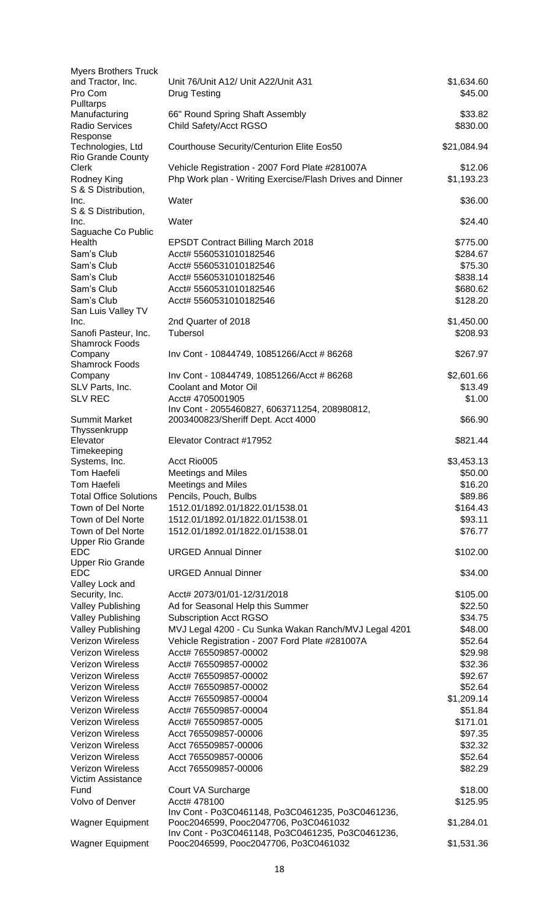| | | |
|---|---|---|
| Myers Brothers Truck and Tractor, Inc. | Unit 76/Unit A12/ Unit A22/Unit A31 | $1,634.60 |
| Pro Com | Drug Testing | $45.00 |
| Pulltarps Manufacturing | 66" Round Spring Shaft Assembly | $33.82 |
| Radio Services | Child Safety/Acct RGSO | $830.00 |
| Response Technologies, Ltd | Courthouse Security/Centurion Elite Eos50 | $21,084.94 |
| Rio Grande County Clerk | Vehicle Registration - 2007 Ford Plate #281007A | $12.06 |
| Rodney King | Php Work plan - Writing Exercise/Flash Drives and Dinner | $1,193.23 |
| S & S Distribution, Inc. | Water | $36.00 |
| S & S Distribution, Inc. | Water | $24.40 |
| Saguache Co Public Health | EPSDT Contract Billing March 2018 | $775.00 |
| Sam's Club | Acct# 5560531010182546 | $284.67 |
| Sam's Club | Acct# 5560531010182546 | $75.30 |
| Sam's Club | Acct# 5560531010182546 | $838.14 |
| Sam's Club | Acct# 5560531010182546 | $680.62 |
| Sam's Club | Acct# 5560531010182546 | $128.20 |
| San Luis Valley TV Inc. | 2nd Quarter of 2018 | $1,450.00 |
| Sanofi Pasteur, Inc. | Tubersol | $208.93 |
| Shamrock Foods Company | Inv Cont - 10844749, 10851266/Acct # 86268 | $267.97 |
| Shamrock Foods Company | Inv Cont - 10844749, 10851266/Acct # 86268 | $2,601.66 |
| SLV Parts, Inc. | Coolant and Motor Oil | $13.49 |
| SLV REC | Acct# 4705001905 | $1.00 |
| Summit Market | Inv Cont - 2055460827, 6063711254, 208980812, 2003400823/Sheriff Dept. Acct 4000 | $66.90 |
| Thyssenkrupp Elevator | Elevator Contract #17952 | $821.44 |
| Timekeeping Systems, Inc. | Acct Rio005 | $3,453.13 |
| Tom Haefeli | Meetings and Miles | $50.00 |
| Tom Haefeli | Meetings and Miles | $16.20 |
| Total Office Solutions | Pencils, Pouch, Bulbs | $89.86 |
| Town of Del Norte | 1512.01/1892.01/1822.01/1538.01 | $164.43 |
| Town of Del Norte | 1512.01/1892.01/1822.01/1538.01 | $93.11 |
| Town of Del Norte | 1512.01/1892.01/1822.01/1538.01 | $76.77 |
| Upper Rio Grande EDC | URGED Annual Dinner | $102.00 |
| Upper Rio Grande EDC | URGED Annual Dinner | $34.00 |
| Valley Lock and Security, Inc. | Acct# 2073/01/01-12/31/2018 | $105.00 |
| Valley Publishing | Ad for Seasonal Help this Summer | $22.50 |
| Valley Publishing | Subscription Acct RGSO | $34.75 |
| Valley Publishing | MVJ Legal 4200 - Cu Sunka Wakan Ranch/MVJ Legal 4201 | $48.00 |
| Verizon Wireless | Vehicle Registration - 2007 Ford Plate #281007A | $52.64 |
| Verizon Wireless | Acct# 765509857-00002 | $29.98 |
| Verizon Wireless | Acct# 765509857-00002 | $32.36 |
| Verizon Wireless | Acct# 765509857-00002 | $92.67 |
| Verizon Wireless | Acct# 765509857-00002 | $52.64 |
| Verizon Wireless | Acct# 765509857-00004 | $1,209.14 |
| Verizon Wireless | Acct# 765509857-00004 | $51.84 |
| Verizon Wireless | Acct# 765509857-0005 | $171.01 |
| Verizon Wireless | Acct 765509857-00006 | $97.35 |
| Verizon Wireless | Acct 765509857-00006 | $32.32 |
| Verizon Wireless | Acct 765509857-00006 | $52.64 |
| Verizon Wireless | Acct 765509857-00006 | $82.29 |
| Victim Assistance Fund | Court VA Surcharge | $18.00 |
| Volvo of Denver | Acct# 478100 | $125.95 |
| Wagner Equipment | Inv Cont - Po3C0461148, Po3C0461235, Po3C0461236, Pooc2046599, Pooc2047706, Po3C0461032 | $1,284.01 |
| Wagner Equipment | Inv Cont - Po3C0461148, Po3C0461235, Po3C0461236, Pooc2046599, Pooc2047706, Po3C0461032 | $1,531.36 |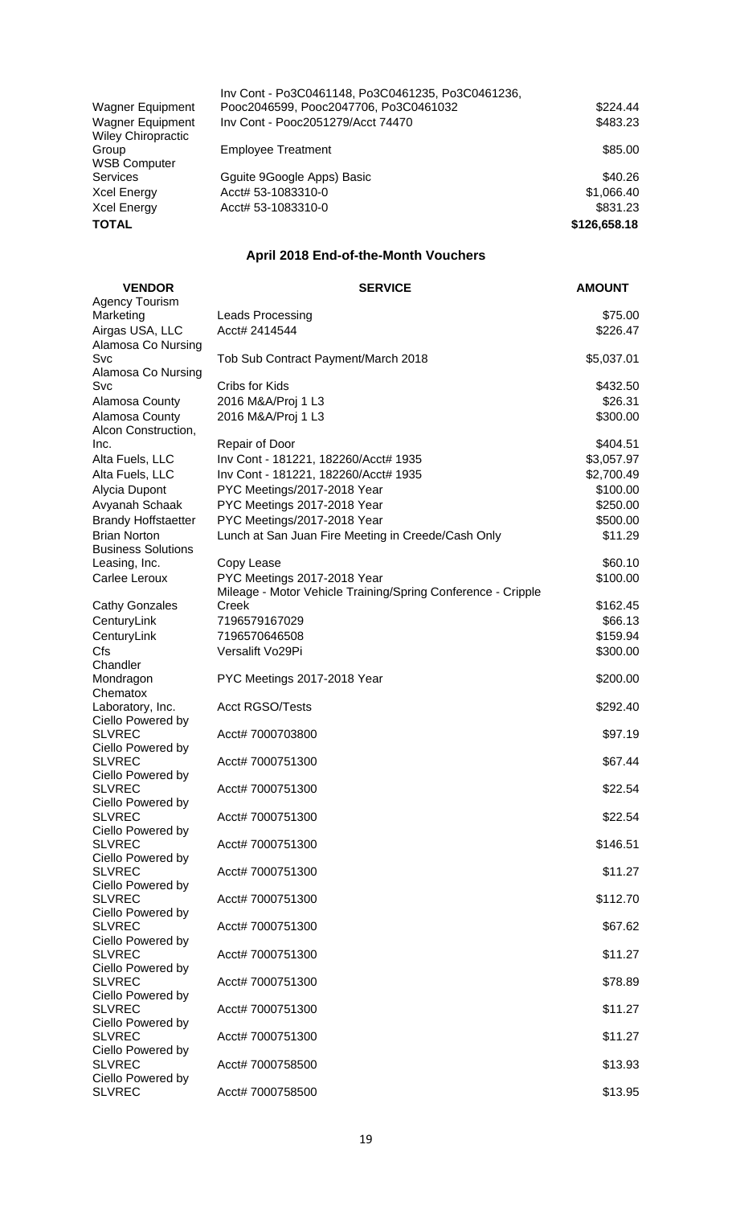| | | |
|---|---|---|
| Wagner Equipment | Inv Cont - Po3C0461148, Po3C0461235, Po3C0461236, Pooc2046599, Pooc2047706, Po3C0461032 | $224.44 |
| Wagner Equipment | Inv Cont - Pooc2051279/Acct 74470 | $483.23 |
| Wiley Chiropractic Group | Employee Treatment | $85.00 |
| WSB Computer Services | Gguite 9Google Apps) Basic | $40.26 |
| Xcel Energy | Acct# 53-1083310-0 | $1,066.40 |
| Xcel Energy | Acct# 53-1083310-0 | $831.23 |
| **TOTAL** | | **$126,658.18** |

## April 2018 End-of-the-Month Vouchers

| VENDOR | SERVICE | AMOUNT |
|---|---|---|
| Agency Tourism Marketing | Leads Processing | $75.00 |
| Airgas USA, LLC | Acct# 2414544 | $226.47 |
| Alamosa Co Nursing Svc | Tob Sub Contract Payment/March 2018 | $5,037.01 |
| Alamosa Co Nursing Svc | Cribs for Kids | $432.50 |
| Alamosa County | 2016 M&A/Proj 1 L3 | $26.31 |
| Alamosa County | 2016 M&A/Proj 1 L3 | $300.00 |
| Alcon Construction, Inc. | Repair of Door | $404.51 |
| Alta Fuels, LLC | Inv Cont - 181221, 182260/Acct# 1935 | $3,057.97 |
| Alta Fuels, LLC | Inv Cont - 181221, 182260/Acct# 1935 | $2,700.49 |
| Alycia Dupont | PYC Meetings/2017-2018 Year | $100.00 |
| Avyanah Schaak | PYC Meetings 2017-2018 Year | $250.00 |
| Brandy Hoffstaetter | PYC Meetings/2017-2018 Year | $500.00 |
| Brian Norton | Lunch at San Juan Fire Meeting in Creede/Cash Only | $11.29 |
| Business Solutions Leasing, Inc. | Copy Lease | $60.10 |
| Carlee Leroux | PYC Meetings 2017-2018 Year | $100.00 |
| Cathy Gonzales | Mileage - Motor Vehicle Training/Spring Conference - Cripple Creek | $162.45 |
| CenturyLink | 7196579167029 | $66.13 |
| CenturyLink | 7196570646508 | $159.94 |
| Cfs | Versalift Vo29Pi | $300.00 |
| Chandler Mondragon | PYC Meetings 2017-2018 Year | $200.00 |
| Chematox Laboratory, Inc. | Acct RGSO/Tests | $292.40 |
| Ciello Powered by SLVREC | Acct# 7000703800 | $97.19 |
| Ciello Powered by SLVREC | Acct# 7000751300 | $67.44 |
| Ciello Powered by SLVREC | Acct# 7000751300 | $22.54 |
| Ciello Powered by SLVREC | Acct# 7000751300 | $22.54 |
| Ciello Powered by SLVREC | Acct# 7000751300 | $146.51 |
| Ciello Powered by SLVREC | Acct# 7000751300 | $11.27 |
| Ciello Powered by SLVREC | Acct# 7000751300 | $112.70 |
| Ciello Powered by SLVREC | Acct# 7000751300 | $67.62 |
| Ciello Powered by SLVREC | Acct# 7000751300 | $11.27 |
| Ciello Powered by SLVREC | Acct# 7000751300 | $78.89 |
| Ciello Powered by SLVREC | Acct# 7000751300 | $11.27 |
| Ciello Powered by SLVREC | Acct# 7000751300 | $11.27 |
| Ciello Powered by SLVREC | Acct# 7000758500 | $13.93 |
| Ciello Powered by SLVREC | Acct# 7000758500 | $13.95 |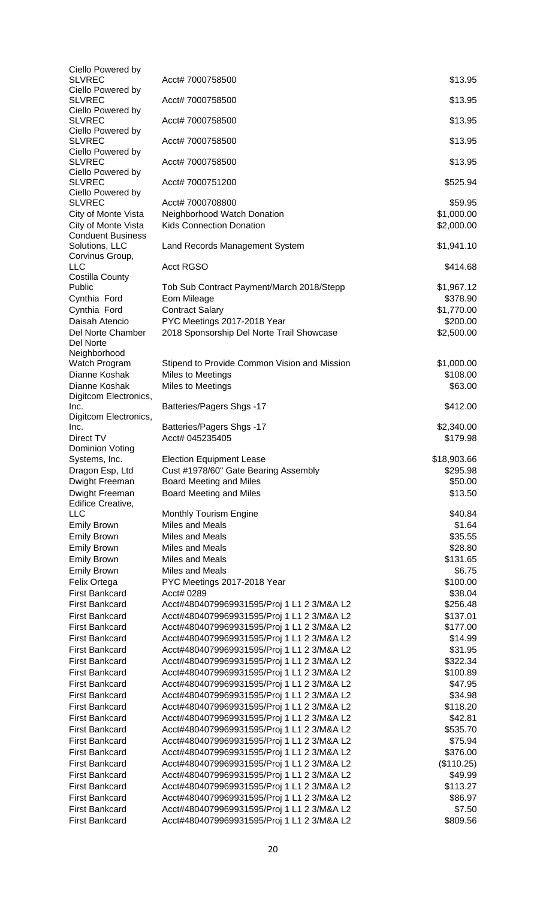| | | |
|---|---|---|
| Ciello Powered by SLVREC | Acct# 7000758500 | $13.95 |
| Ciello Powered by SLVREC | Acct# 7000758500 | $13.95 |
| Ciello Powered by SLVREC | Acct# 7000758500 | $13.95 |
| Ciello Powered by SLVREC | Acct# 7000758500 | $13.95 |
| Ciello Powered by SLVREC | Acct# 7000758500 | $13.95 |
| Ciello Powered by SLVREC | Acct# 7000751200 | $525.94 |
| Ciello Powered by SLVREC | Acct# 7000708800 | $59.95 |
| City of Monte Vista | Neighborhood Watch Donation | $1,000.00 |
| City of Monte Vista | Kids Connection Donation | $2,000.00 |
| Conduent Business Solutions, LLC | Land Records Management System | $1,941.10 |
| Corvinus Group, LLC | Acct RGSO | $414.68 |
| Costilla County Public | Tob Sub Contract Payment/March 2018/Stepp | $1,967.12 |
| Cynthia Ford | Eom Mileage | $378.90 |
| Cynthia Ford | Contract Salary | $1,770.00 |
| Daisah Atencio | PYC Meetings 2017-2018 Year | $200.00 |
| Del Norte Chamber | 2018 Sponsorship Del Norte Trail Showcase | $2,500.00 |
| Del Norte Neighborhood Watch Program | Stipend to Provide Common Vision and Mission | $1,000.00 |
| Dianne Koshak | Miles to Meetings | $108.00 |
| Dianne Koshak | Miles to Meetings | $63.00 |
| Digitcom Electronics, Inc. | Batteries/Pagers Shgs -17 | $412.00 |
| Digitcom Electronics, Inc. | Batteries/Pagers Shgs -17 | $2,340.00 |
| Direct TV | Acct# 045235405 | $179.98 |
| Dominion Voting Systems, Inc. | Election Equipment Lease | $18,903.66 |
| Dragon Esp, Ltd | Cust #1978/60" Gate Bearing Assembly | $295.98 |
| Dwight Freeman | Board Meeting and Miles | $50.00 |
| Dwight Freeman | Board Meeting and Miles | $13.50 |
| Edifice Creative, LLC | Monthly Tourism Engine | $40.84 |
| Emily Brown | Miles and Meals | $1.64 |
| Emily Brown | Miles and Meals | $35.55 |
| Emily Brown | Miles and Meals | $28.80 |
| Emily Brown | Miles and Meals | $131.65 |
| Emily Brown | Miles and Meals | $6.75 |
| Felix Ortega | PYC Meetings 2017-2018 Year | $100.00 |
| First Bankcard | Acct# 0289 | $38.04 |
| First Bankcard | Acct#4804079969931595/Proj 1 L1 2 3/M&A L2 | $256.48 |
| First Bankcard | Acct#4804079969931595/Proj 1 L1 2 3/M&A L2 | $137.01 |
| First Bankcard | Acct#4804079969931595/Proj 1 L1 2 3/M&A L2 | $177.00 |
| First Bankcard | Acct#4804079969931595/Proj 1 L1 2 3/M&A L2 | $14.99 |
| First Bankcard | Acct#4804079969931595/Proj 1 L1 2 3/M&A L2 | $31.95 |
| First Bankcard | Acct#4804079969931595/Proj 1 L1 2 3/M&A L2 | $322.34 |
| First Bankcard | Acct#4804079969931595/Proj 1 L1 2 3/M&A L2 | $100.89 |
| First Bankcard | Acct#4804079969931595/Proj 1 L1 2 3/M&A L2 | $47.95 |
| First Bankcard | Acct#4804079969931595/Proj 1 L1 2 3/M&A L2 | $34.98 |
| First Bankcard | Acct#4804079969931595/Proj 1 L1 2 3/M&A L2 | $118.20 |
| First Bankcard | Acct#4804079969931595/Proj 1 L1 2 3/M&A L2 | $42.81 |
| First Bankcard | Acct#4804079969931595/Proj 1 L1 2 3/M&A L2 | $535.70 |
| First Bankcard | Acct#4804079969931595/Proj 1 L1 2 3/M&A L2 | $75.94 |
| First Bankcard | Acct#4804079969931595/Proj 1 L1 2 3/M&A L2 | $376.00 |
| First Bankcard | Acct#4804079969931595/Proj 1 L1 2 3/M&A L2 | ($110.25) |
| First Bankcard | Acct#4804079969931595/Proj 1 L1 2 3/M&A L2 | $49.99 |
| First Bankcard | Acct#4804079969931595/Proj 1 L1 2 3/M&A L2 | $113.27 |
| First Bankcard | Acct#4804079969931595/Proj 1 L1 2 3/M&A L2 | $86.97 |
| First Bankcard | Acct#4804079969931595/Proj 1 L1 2 3/M&A L2 | $7.50 |
| First Bankcard | Acct#4804079969931595/Proj 1 L1 2 3/M&A L2 | $809.56 |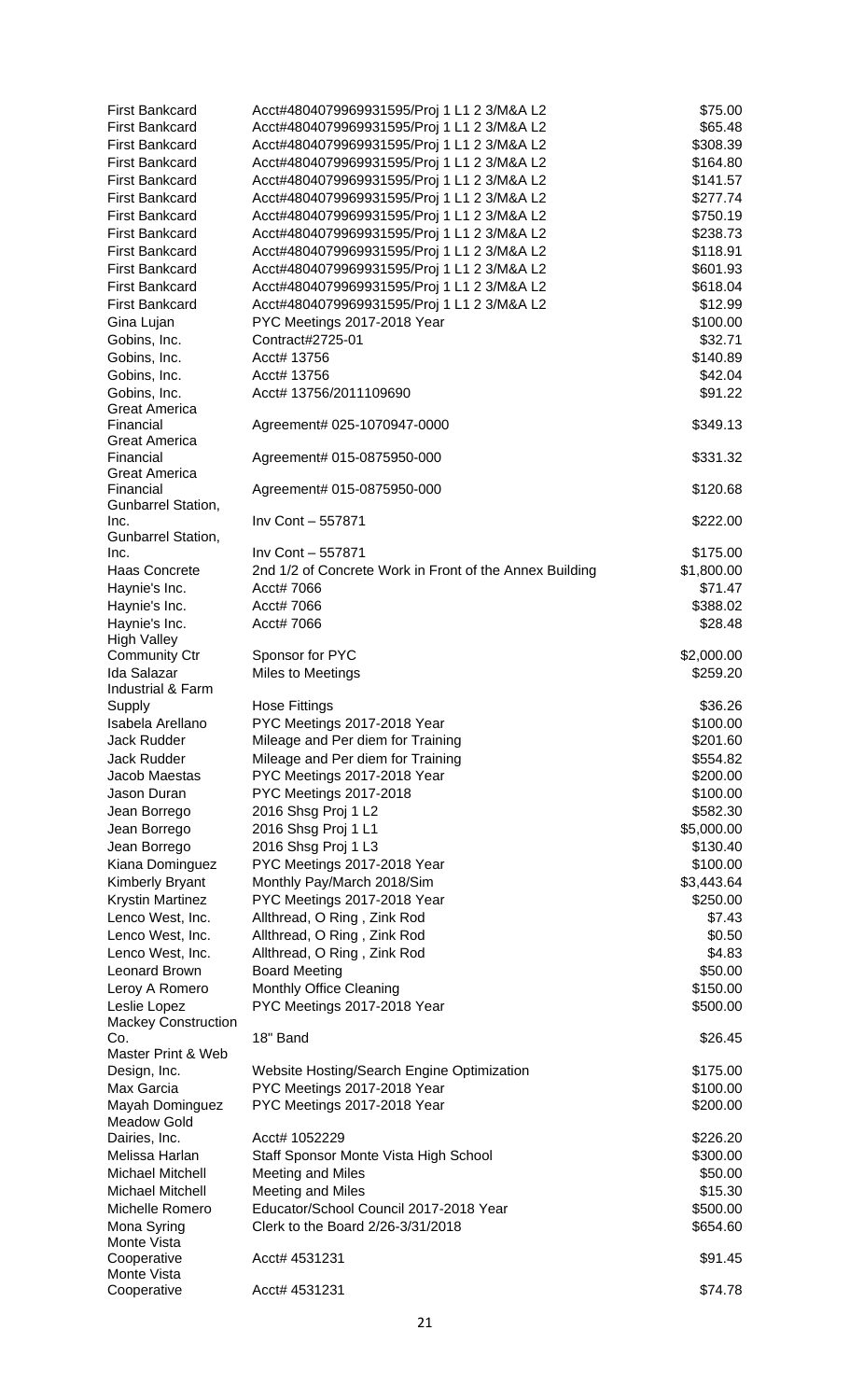| | | |
|---|---|---|
| First Bankcard | Acct#4804079969931595/Proj 1 L1 2 3/M&A L2 | $75.00 |
| First Bankcard | Acct#4804079969931595/Proj 1 L1 2 3/M&A L2 | $65.48 |
| First Bankcard | Acct#4804079969931595/Proj 1 L1 2 3/M&A L2 | $308.39 |
| First Bankcard | Acct#4804079969931595/Proj 1 L1 2 3/M&A L2 | $164.80 |
| First Bankcard | Acct#4804079969931595/Proj 1 L1 2 3/M&A L2 | $141.57 |
| First Bankcard | Acct#4804079969931595/Proj 1 L1 2 3/M&A L2 | $277.74 |
| First Bankcard | Acct#4804079969931595/Proj 1 L1 2 3/M&A L2 | $750.19 |
| First Bankcard | Acct#4804079969931595/Proj 1 L1 2 3/M&A L2 | $238.73 |
| First Bankcard | Acct#4804079969931595/Proj 1 L1 2 3/M&A L2 | $118.91 |
| First Bankcard | Acct#4804079969931595/Proj 1 L1 2 3/M&A L2 | $601.93 |
| First Bankcard | Acct#4804079969931595/Proj 1 L1 2 3/M&A L2 | $618.04 |
| First Bankcard | Acct#4804079969931595/Proj 1 L1 2 3/M&A L2 | $12.99 |
| Gina Lujan | PYC Meetings 2017-2018 Year | $100.00 |
| Gobins, Inc. | Contract#2725-01 | $32.71 |
| Gobins, Inc. | Acct# 13756 | $140.89 |
| Gobins, Inc. | Acct# 13756 | $42.04 |
| Gobins, Inc. | Acct# 13756/2011109690 | $91.22 |
| Great America Financial | Agreement# 025-1070947-0000 | $349.13 |
| Great America Financial | Agreement# 015-0875950-000 | $331.32 |
| Great America Financial | Agreement# 015-0875950-000 | $120.68 |
| Gunbarrel Station, Inc. | Inv Cont – 557871 | $222.00 |
| Gunbarrel Station, Inc. | Inv Cont – 557871 | $175.00 |
| Haas Concrete | 2nd 1/2 of Concrete Work in Front of the Annex Building | $1,800.00 |
| Haynie's Inc. | Acct# 7066 | $71.47 |
| Haynie's Inc. | Acct# 7066 | $388.02 |
| Haynie's Inc. | Acct# 7066 | $28.48 |
| High Valley Community Ctr | Sponsor for PYC | $2,000.00 |
| Ida Salazar | Miles to Meetings | $259.20 |
| Industrial & Farm Supply | Hose Fittings | $36.26 |
| Isabela Arellano | PYC Meetings 2017-2018 Year | $100.00 |
| Jack Rudder | Mileage and Per diem for Training | $201.60 |
| Jack Rudder | Mileage and Per diem for Training | $554.82 |
| Jacob Maestas | PYC Meetings 2017-2018 Year | $200.00 |
| Jason Duran | PYC Meetings 2017-2018 | $100.00 |
| Jean Borrego | 2016 Shsg Proj 1 L2 | $582.30 |
| Jean Borrego | 2016 Shsg Proj 1 L1 | $5,000.00 |
| Jean Borrego | 2016 Shsg Proj 1 L3 | $130.40 |
| Kiana Dominguez | PYC Meetings 2017-2018 Year | $100.00 |
| Kimberly Bryant | Monthly Pay/March 2018/Sim | $3,443.64 |
| Krystin Martinez | PYC Meetings 2017-2018 Year | $250.00 |
| Lenco West, Inc. | Allthread, O Ring , Zink Rod | $7.43 |
| Lenco West, Inc. | Allthread, O Ring , Zink Rod | $0.50 |
| Lenco West, Inc. | Allthread, O Ring , Zink Rod | $4.83 |
| Leonard Brown | Board Meeting | $50.00 |
| Leroy A Romero | Monthly Office Cleaning | $150.00 |
| Leslie Lopez | PYC Meetings 2017-2018 Year | $500.00 |
| Mackey Construction Co. | 18" Band | $26.45 |
| Master Print & Web Design, Inc. | Website Hosting/Search Engine Optimization | $175.00 |
| Max Garcia | PYC Meetings 2017-2018 Year | $100.00 |
| Mayah Dominguez | PYC Meetings 2017-2018 Year | $200.00 |
| Meadow Gold Dairies, Inc. | Acct# 1052229 | $226.20 |
| Melissa Harlan | Staff Sponsor Monte Vista High School | $300.00 |
| Michael Mitchell | Meeting and Miles | $50.00 |
| Michael Mitchell | Meeting and Miles | $15.30 |
| Michelle Romero | Educator/School Council 2017-2018 Year | $500.00 |
| Mona Syring | Clerk to the Board 2/26-3/31/2018 | $654.60 |
| Monte Vista Cooperative | Acct# 4531231 | $91.45 |
| Monte Vista Cooperative | Acct# 4531231 | $74.78 |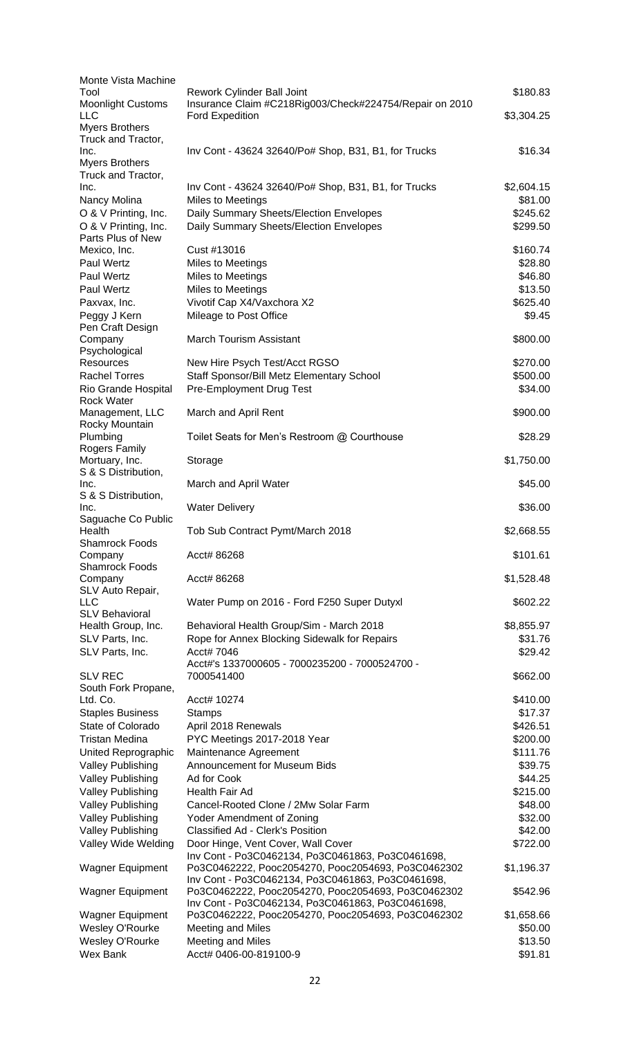| | | |
|---|---|---|
| Monte Vista Machine Tool | Rework Cylinder Ball Joint | $180.83 |
| Moonlight Customs LLC | Insurance Claim #C218Rig003/Check#224754/Repair on 2010 Ford Expedition | $3,304.25 |
| Myers Brothers Truck and Tractor, Inc. | Inv Cont - 43624 32640/Po# Shop, B31, B1, for Trucks | $16.34 |
| Myers Brothers Truck and Tractor, Inc. | Inv Cont - 43624 32640/Po# Shop, B31, B1, for Trucks | $2,604.15 |
| Nancy Molina | Miles to Meetings | $81.00 |
| O & V Printing, Inc. | Daily Summary Sheets/Election Envelopes | $245.62 |
| O & V Printing, Inc. | Daily Summary Sheets/Election Envelopes | $299.50 |
| Parts Plus of New Mexico, Inc. | Cust #13016 | $160.74 |
| Paul Wertz | Miles to Meetings | $28.80 |
| Paul Wertz | Miles to Meetings | $46.80 |
| Paul Wertz | Miles to Meetings | $13.50 |
| Paxvax, Inc. | Vivotif Cap X4/Vaxchora X2 | $625.40 |
| Peggy J Kern | Mileage to Post Office | $9.45 |
| Pen Craft Design Company | March Tourism Assistant | $800.00 |
| Psychological Resources | New Hire Psych Test/Acct RGSO | $270.00 |
| Rachel Torres | Staff Sponsor/Bill Metz Elementary School | $500.00 |
| Rio Grande Hospital | Pre-Employment Drug Test | $34.00 |
| Rock Water Management, LLC | March and April Rent | $900.00 |
| Rocky Mountain Plumbing | Toilet Seats for Men's Restroom @ Courthouse | $28.29 |
| Rogers Family Mortuary, Inc. | Storage | $1,750.00 |
| S & S Distribution, Inc. | March and April Water | $45.00 |
| S & S Distribution, Inc. | Water Delivery | $36.00 |
| Saguache Co Public Health | Tob Sub Contract Pymt/March 2018 | $2,668.55 |
| Shamrock Foods Company | Acct# 86268 | $101.61 |
| Shamrock Foods Company | Acct# 86268 | $1,528.48 |
| SLV Auto Repair, LLC | Water Pump on 2016 - Ford F250 Super Dutyxl | $602.22 |
| SLV Behavioral Health Group, Inc. | Behavioral Health Group/Sim - March 2018 | $8,855.97 |
| SLV Parts, Inc. | Rope for Annex Blocking Sidewalk for Repairs | $31.76 |
| SLV Parts, Inc. | Acct# 7046 | $29.42 |
| SLV REC | Acct#'s 1337000605 - 7000235200 - 7000524700 - 7000541400 | $662.00 |
| South Fork Propane, Ltd. Co. | Acct# 10274 | $410.00 |
| Staples Business | Stamps | $17.37 |
| State of Colorado | April 2018 Renewals | $426.51 |
| Tristan Medina | PYC Meetings 2017-2018 Year | $200.00 |
| United Reprographic | Maintenance Agreement | $111.76 |
| Valley Publishing | Announcement for Museum Bids | $39.75 |
| Valley Publishing | Ad for Cook | $44.25 |
| Valley Publishing | Health Fair Ad | $215.00 |
| Valley Publishing | Cancel-Rooted Clone / 2Mw Solar Farm | $48.00 |
| Valley Publishing | Yoder Amendment of Zoning | $32.00 |
| Valley Publishing | Classified Ad - Clerk's Position | $42.00 |
| Valley Wide Welding | Door Hinge, Vent Cover, Wall Cover | $722.00 |
| Wagner Equipment | Inv Cont - Po3C0462134, Po3C0461863, Po3C0461698, Po3C0462222, Pooc2054270, Pooc2054693, Po3C0462302 | $1,196.37 |
| Wagner Equipment | Inv Cont - Po3C0462134, Po3C0461863, Po3C0461698, Po3C0462222, Pooc2054270, Pooc2054693, Po3C0462302 | $542.96 |
| Wagner Equipment | Inv Cont - Po3C0462134, Po3C0461863, Po3C0461698, Po3C0462222, Pooc2054270, Pooc2054693, Po3C0462302 | $1,658.66 |
| Wesley O'Rourke | Meeting and Miles | $50.00 |
| Wesley O'Rourke | Meeting and Miles | $13.50 |
| Wex Bank | Acct# 0406-00-819100-9 | $91.81 |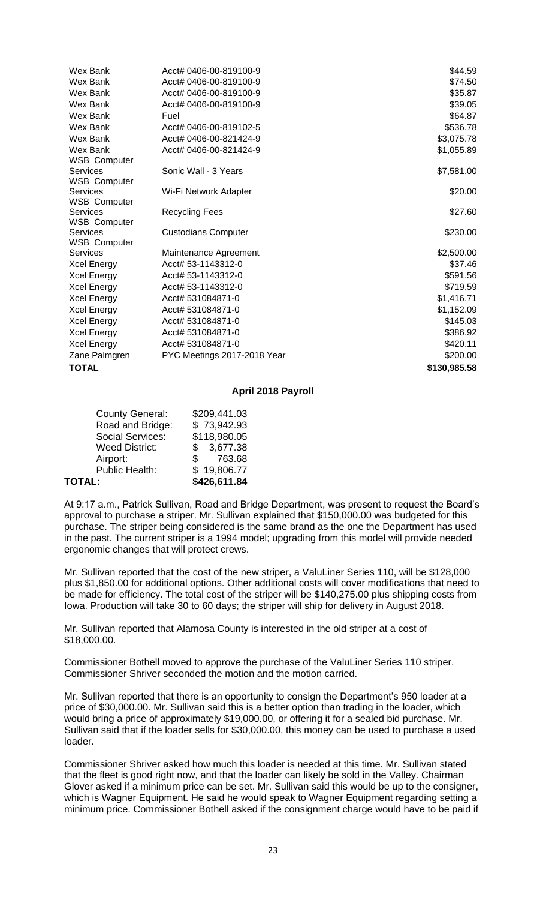| | | |
|---|---|---|
| Wex Bank | Acct# 0406-00-819100-9 | $44.59 |
| Wex Bank | Acct# 0406-00-819100-9 | $74.50 |
| Wex Bank | Acct# 0406-00-819100-9 | $35.87 |
| Wex Bank | Acct# 0406-00-819100-9 | $39.05 |
| Wex Bank | Fuel | $64.87 |
| Wex Bank | Acct# 0406-00-819102-5 | $536.78 |
| Wex Bank | Acct# 0406-00-821424-9 | $3,075.78 |
| Wex Bank | Acct# 0406-00-821424-9 | $1,055.89 |
| WSB Computer Services | Sonic Wall - 3 Years | $7,581.00 |
| WSB Computer Services | Wi-Fi Network Adapter | $20.00 |
| WSB Computer Services | Recycling Fees | $27.60 |
| WSB Computer Services | Custodians Computer | $230.00 |
| WSB Computer Services | Maintenance Agreement | $2,500.00 |
| Xcel Energy | Acct# 53-1143312-0 | $37.46 |
| Xcel Energy | Acct# 53-1143312-0 | $591.56 |
| Xcel Energy | Acct# 53-1143312-0 | $719.59 |
| Xcel Energy | Acct# 531084871-0 | $1,416.71 |
| Xcel Energy | Acct# 531084871-0 | $1,152.09 |
| Xcel Energy | Acct# 531084871-0 | $145.03 |
| Xcel Energy | Acct# 531084871-0 | $386.92 |
| Xcel Energy | Acct# 531084871-0 | $420.11 |
| Zane Palmgren | PYC Meetings 2017-2018 Year | $200.00 |
| **TOTAL** | | **$130,985.58** |

**April 2018 Payroll**

| | |
|---|---|
| County General: | $209,441.03 |
| Road and Bridge: | $ 73,942.93 |
| Social Services: | $118,980.05 |
| Weed District: | $ 3,677.38 |
| Airport: | $ 763.68 |
| Public Health: | $ 19,806.77 |
| **TOTAL:** | **$426,611.84** |

At 9:17 a.m., Patrick Sullivan, Road and Bridge Department, was present to request the Board's approval to purchase a striper. Mr. Sullivan explained that $150,000.00 was budgeted for this purchase. The striper being considered is the same brand as the one the Department has used in the past. The current striper is a 1994 model; upgrading from this model will provide needed ergonomic changes that will protect crews.

Mr. Sullivan reported that the cost of the new striper, a ValuLiner Series 110, will be $128,000 plus $1,850.00 for additional options. Other additional costs will cover modifications that need to be made for efficiency. The total cost of the striper will be $140,275.00 plus shipping costs from Iowa. Production will take 30 to 60 days; the striper will ship for delivery in August 2018.

Mr. Sullivan reported that Alamosa County is interested in the old striper at a cost of $18,000.00.

Commissioner Bothell moved to approve the purchase of the ValuLiner Series 110 striper. Commissioner Shriver seconded the motion and the motion carried.

Mr. Sullivan reported that there is an opportunity to consign the Department's 950 loader at a price of $30,000.00. Mr. Sullivan said this is a better option than trading in the loader, which would bring a price of approximately $19,000.00, or offering it for a sealed bid purchase. Mr. Sullivan said that if the loader sells for $30,000.00, this money can be used to purchase a used loader.

Commissioner Shriver asked how much this loader is needed at this time. Mr. Sullivan stated that the fleet is good right now, and that the loader can likely be sold in the Valley. Chairman Glover asked if a minimum price can be set. Mr. Sullivan said this would be up to the consigner, which is Wagner Equipment. He said he would speak to Wagner Equipment regarding setting a minimum price. Commissioner Bothell asked if the consignment charge would have to be paid if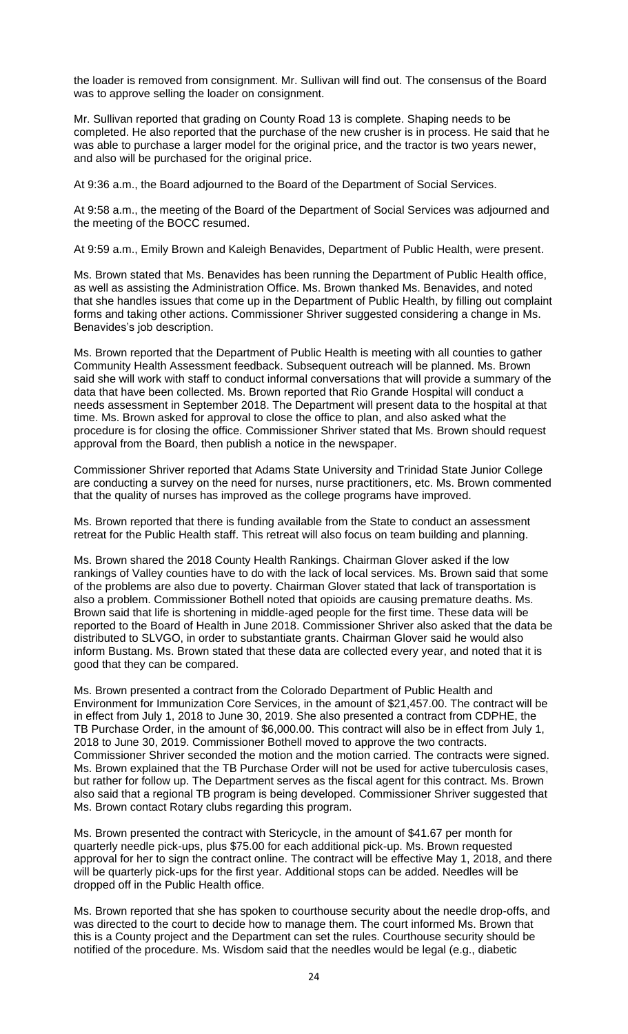the loader is removed from consignment. Mr. Sullivan will find out. The consensus of the Board was to approve selling the loader on consignment.

Mr. Sullivan reported that grading on County Road 13 is complete. Shaping needs to be completed. He also reported that the purchase of the new crusher is in process. He said that he was able to purchase a larger model for the original price, and the tractor is two years newer, and also will be purchased for the original price.

At 9:36 a.m., the Board adjourned to the Board of the Department of Social Services.

At 9:58 a.m., the meeting of the Board of the Department of Social Services was adjourned and the meeting of the BOCC resumed.

At 9:59 a.m., Emily Brown and Kaleigh Benavides, Department of Public Health, were present.

Ms. Brown stated that Ms. Benavides has been running the Department of Public Health office, as well as assisting the Administration Office. Ms. Brown thanked Ms. Benavides, and noted that she handles issues that come up in the Department of Public Health, by filling out complaint forms and taking other actions. Commissioner Shriver suggested considering a change in Ms. Benavides's job description.

Ms. Brown reported that the Department of Public Health is meeting with all counties to gather Community Health Assessment feedback. Subsequent outreach will be planned. Ms. Brown said she will work with staff to conduct informal conversations that will provide a summary of the data that have been collected. Ms. Brown reported that Rio Grande Hospital will conduct a needs assessment in September 2018. The Department will present data to the hospital at that time. Ms. Brown asked for approval to close the office to plan, and also asked what the procedure is for closing the office. Commissioner Shriver stated that Ms. Brown should request approval from the Board, then publish a notice in the newspaper.

Commissioner Shriver reported that Adams State University and Trinidad State Junior College are conducting a survey on the need for nurses, nurse practitioners, etc. Ms. Brown commented that the quality of nurses has improved as the college programs have improved.

Ms. Brown reported that there is funding available from the State to conduct an assessment retreat for the Public Health staff. This retreat will also focus on team building and planning.

Ms. Brown shared the 2018 County Health Rankings. Chairman Glover asked if the low rankings of Valley counties have to do with the lack of local services. Ms. Brown said that some of the problems are also due to poverty. Chairman Glover stated that lack of transportation is also a problem. Commissioner Bothell noted that opioids are causing premature deaths. Ms. Brown said that life is shortening in middle-aged people for the first time. These data will be reported to the Board of Health in June 2018. Commissioner Shriver also asked that the data be distributed to SLVGO, in order to substantiate grants. Chairman Glover said he would also inform Bustang. Ms. Brown stated that these data are collected every year, and noted that it is good that they can be compared.

Ms. Brown presented a contract from the Colorado Department of Public Health and Environment for Immunization Core Services, in the amount of $21,457.00. The contract will be in effect from July 1, 2018 to June 30, 2019. She also presented a contract from CDPHE, the TB Purchase Order, in the amount of $6,000.00. This contract will also be in effect from July 1, 2018 to June 30, 2019. Commissioner Bothell moved to approve the two contracts. Commissioner Shriver seconded the motion and the motion carried. The contracts were signed. Ms. Brown explained that the TB Purchase Order will not be used for active tuberculosis cases, but rather for follow up. The Department serves as the fiscal agent for this contract. Ms. Brown also said that a regional TB program is being developed. Commissioner Shriver suggested that Ms. Brown contact Rotary clubs regarding this program.

Ms. Brown presented the contract with Stericycle, in the amount of $41.67 per month for quarterly needle pick-ups, plus $75.00 for each additional pick-up. Ms. Brown requested approval for her to sign the contract online. The contract will be effective May 1, 2018, and there will be quarterly pick-ups for the first year. Additional stops can be added. Needles will be dropped off in the Public Health office.

Ms. Brown reported that she has spoken to courthouse security about the needle drop-offs, and was directed to the court to decide how to manage them. The court informed Ms. Brown that this is a County project and the Department can set the rules. Courthouse security should be notified of the procedure. Ms. Wisdom said that the needles would be legal (e.g., diabetic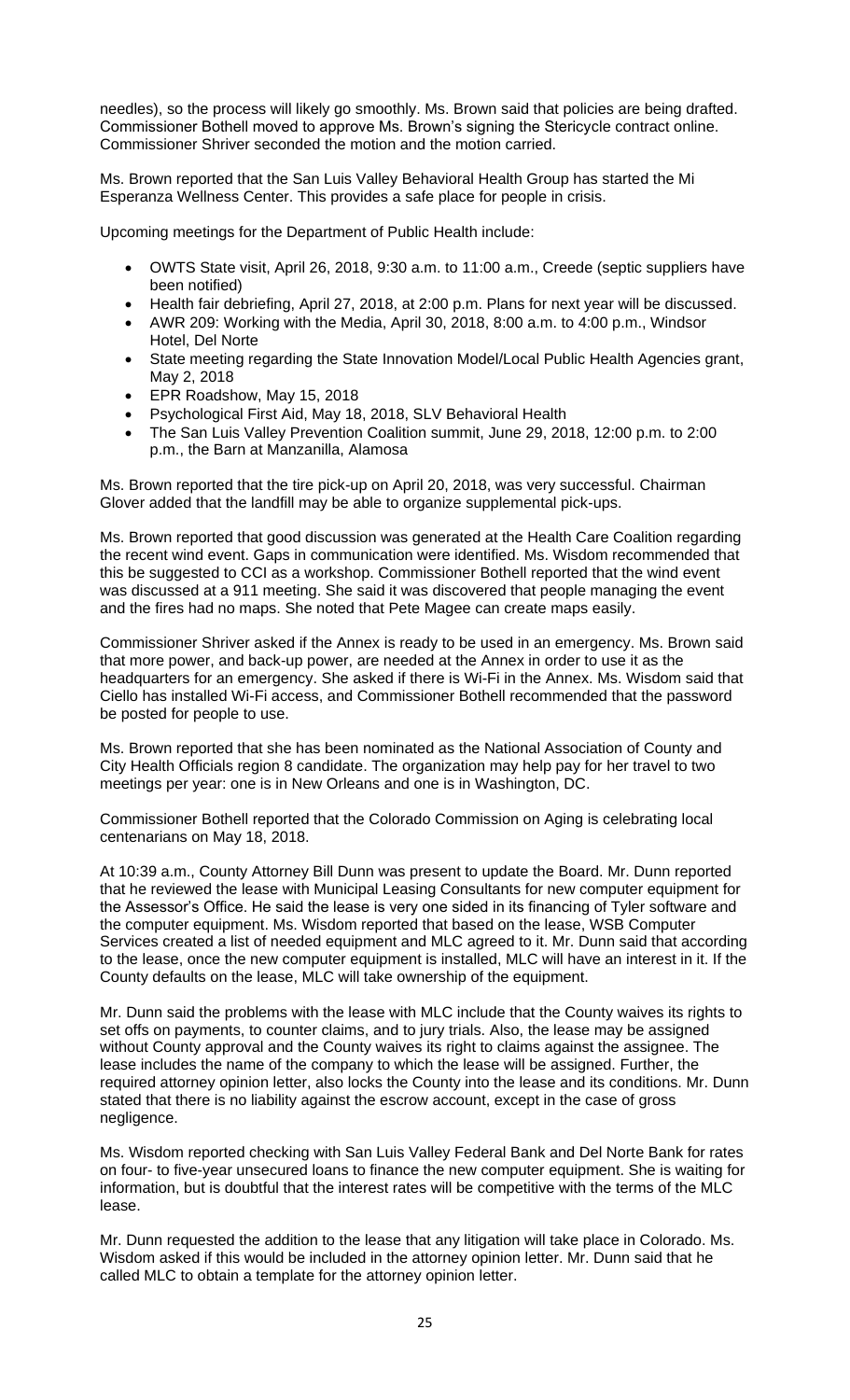needles), so the process will likely go smoothly. Ms. Brown said that policies are being drafted. Commissioner Bothell moved to approve Ms. Brown's signing the Stericycle contract online. Commissioner Shriver seconded the motion and the motion carried.

Ms. Brown reported that the San Luis Valley Behavioral Health Group has started the Mi Esperanza Wellness Center. This provides a safe place for people in crisis.

Upcoming meetings for the Department of Public Health include:

- OWTS State visit, April 26, 2018, 9:30 a.m. to 11:00 a.m., Creede (septic suppliers have been notified)
- Health fair debriefing, April 27, 2018, at 2:00 p.m. Plans for next year will be discussed.
- AWR 209: Working with the Media, April 30, 2018, 8:00 a.m. to 4:00 p.m., Windsor Hotel, Del Norte
- State meeting regarding the State Innovation Model/Local Public Health Agencies grant, May 2, 2018
- EPR Roadshow, May 15, 2018
- Psychological First Aid, May 18, 2018, SLV Behavioral Health
- The San Luis Valley Prevention Coalition summit, June 29, 2018, 12:00 p.m. to 2:00 p.m., the Barn at Manzanilla, Alamosa

Ms. Brown reported that the tire pick-up on April 20, 2018, was very successful. Chairman Glover added that the landfill may be able to organize supplemental pick-ups.

Ms. Brown reported that good discussion was generated at the Health Care Coalition regarding the recent wind event. Gaps in communication were identified. Ms. Wisdom recommended that this be suggested to CCI as a workshop. Commissioner Bothell reported that the wind event was discussed at a 911 meeting. She said it was discovered that people managing the event and the fires had no maps. She noted that Pete Magee can create maps easily.

Commissioner Shriver asked if the Annex is ready to be used in an emergency. Ms. Brown said that more power, and back-up power, are needed at the Annex in order to use it as the headquarters for an emergency. She asked if there is Wi-Fi in the Annex. Ms. Wisdom said that Ciello has installed Wi-Fi access, and Commissioner Bothell recommended that the password be posted for people to use.

Ms. Brown reported that she has been nominated as the National Association of County and City Health Officials region 8 candidate. The organization may help pay for her travel to two meetings per year: one is in New Orleans and one is in Washington, DC.

Commissioner Bothell reported that the Colorado Commission on Aging is celebrating local centenarians on May 18, 2018.

At 10:39 a.m., County Attorney Bill Dunn was present to update the Board. Mr. Dunn reported that he reviewed the lease with Municipal Leasing Consultants for new computer equipment for the Assessor's Office. He said the lease is very one sided in its financing of Tyler software and the computer equipment. Ms. Wisdom reported that based on the lease, WSB Computer Services created a list of needed equipment and MLC agreed to it. Mr. Dunn said that according to the lease, once the new computer equipment is installed, MLC will have an interest in it. If the County defaults on the lease, MLC will take ownership of the equipment.

Mr. Dunn said the problems with the lease with MLC include that the County waives its rights to set offs on payments, to counter claims, and to jury trials. Also, the lease may be assigned without County approval and the County waives its right to claims against the assignee. The lease includes the name of the company to which the lease will be assigned. Further, the required attorney opinion letter, also locks the County into the lease and its conditions. Mr. Dunn stated that there is no liability against the escrow account, except in the case of gross negligence.

Ms. Wisdom reported checking with San Luis Valley Federal Bank and Del Norte Bank for rates on four- to five-year unsecured loans to finance the new computer equipment. She is waiting for information, but is doubtful that the interest rates will be competitive with the terms of the MLC lease.

Mr. Dunn requested the addition to the lease that any litigation will take place in Colorado. Ms. Wisdom asked if this would be included in the attorney opinion letter. Mr. Dunn said that he called MLC to obtain a template for the attorney opinion letter.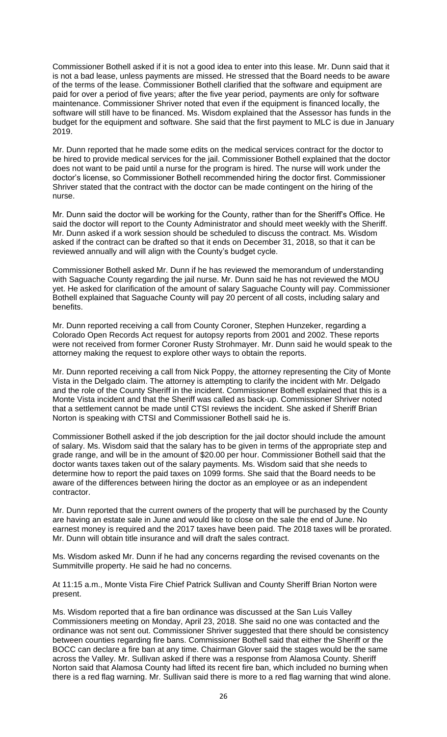Commissioner Bothell asked if it is not a good idea to enter into this lease. Mr. Dunn said that it is not a bad lease, unless payments are missed. He stressed that the Board needs to be aware of the terms of the lease. Commissioner Bothell clarified that the software and equipment are paid for over a period of five years; after the five year period, payments are only for software maintenance. Commissioner Shriver noted that even if the equipment is financed locally, the software will still have to be financed. Ms. Wisdom explained that the Assessor has funds in the budget for the equipment and software. She said that the first payment to MLC is due in January 2019.

Mr. Dunn reported that he made some edits on the medical services contract for the doctor to be hired to provide medical services for the jail. Commissioner Bothell explained that the doctor does not want to be paid until a nurse for the program is hired. The nurse will work under the doctor's license, so Commissioner Bothell recommended hiring the doctor first. Commissioner Shriver stated that the contract with the doctor can be made contingent on the hiring of the nurse.

Mr. Dunn said the doctor will be working for the County, rather than for the Sheriff's Office. He said the doctor will report to the County Administrator and should meet weekly with the Sheriff. Mr. Dunn asked if a work session should be scheduled to discuss the contract. Ms. Wisdom asked if the contract can be drafted so that it ends on December 31, 2018, so that it can be reviewed annually and will align with the County's budget cycle.

Commissioner Bothell asked Mr. Dunn if he has reviewed the memorandum of understanding with Saguache County regarding the jail nurse. Mr. Dunn said he has not reviewed the MOU yet. He asked for clarification of the amount of salary Saguache County will pay. Commissioner Bothell explained that Saguache County will pay 20 percent of all costs, including salary and benefits.

Mr. Dunn reported receiving a call from County Coroner, Stephen Hunzeker, regarding a Colorado Open Records Act request for autopsy reports from 2001 and 2002. These reports were not received from former Coroner Rusty Strohmayer. Mr. Dunn said he would speak to the attorney making the request to explore other ways to obtain the reports.

Mr. Dunn reported receiving a call from Nick Poppy, the attorney representing the City of Monte Vista in the Delgado claim. The attorney is attempting to clarify the incident with Mr. Delgado and the role of the County Sheriff in the incident. Commissioner Bothell explained that this is a Monte Vista incident and that the Sheriff was called as back-up. Commissioner Shriver noted that a settlement cannot be made until CTSI reviews the incident. She asked if Sheriff Brian Norton is speaking with CTSI and Commissioner Bothell said he is.

Commissioner Bothell asked if the job description for the jail doctor should include the amount of salary. Ms. Wisdom said that the salary has to be given in terms of the appropriate step and grade range, and will be in the amount of $20.00 per hour. Commissioner Bothell said that the doctor wants taxes taken out of the salary payments. Ms. Wisdom said that she needs to determine how to report the paid taxes on 1099 forms. She said that the Board needs to be aware of the differences between hiring the doctor as an employee or as an independent contractor.

Mr. Dunn reported that the current owners of the property that will be purchased by the County are having an estate sale in June and would like to close on the sale the end of June. No earnest money is required and the 2017 taxes have been paid. The 2018 taxes will be prorated. Mr. Dunn will obtain title insurance and will draft the sales contract.

Ms. Wisdom asked Mr. Dunn if he had any concerns regarding the revised covenants on the Summitville property. He said he had no concerns.

At 11:15 a.m., Monte Vista Fire Chief Patrick Sullivan and County Sheriff Brian Norton were present.

Ms. Wisdom reported that a fire ban ordinance was discussed at the San Luis Valley Commissioners meeting on Monday, April 23, 2018. She said no one was contacted and the ordinance was not sent out. Commissioner Shriver suggested that there should be consistency between counties regarding fire bans. Commissioner Bothell said that either the Sheriff or the BOCC can declare a fire ban at any time. Chairman Glover said the stages would be the same across the Valley. Mr. Sullivan asked if there was a response from Alamosa County. Sheriff Norton said that Alamosa County had lifted its recent fire ban, which included no burning when there is a red flag warning. Mr. Sullivan said there is more to a red flag warning that wind alone.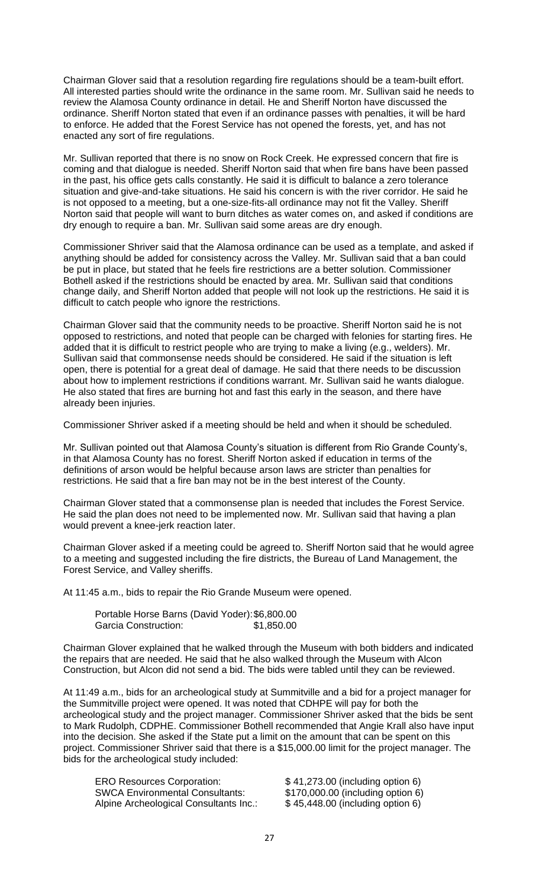Chairman Glover said that a resolution regarding fire regulations should be a team-built effort. All interested parties should write the ordinance in the same room. Mr. Sullivan said he needs to review the Alamosa County ordinance in detail. He and Sheriff Norton have discussed the ordinance. Sheriff Norton stated that even if an ordinance passes with penalties, it will be hard to enforce. He added that the Forest Service has not opened the forests, yet, and has not enacted any sort of fire regulations.

Mr. Sullivan reported that there is no snow on Rock Creek. He expressed concern that fire is coming and that dialogue is needed. Sheriff Norton said that when fire bans have been passed in the past, his office gets calls constantly. He said it is difficult to balance a zero tolerance situation and give-and-take situations. He said his concern is with the river corridor. He said he is not opposed to a meeting, but a one-size-fits-all ordinance may not fit the Valley. Sheriff Norton said that people will want to burn ditches as water comes on, and asked if conditions are dry enough to require a ban. Mr. Sullivan said some areas are dry enough.

Commissioner Shriver said that the Alamosa ordinance can be used as a template, and asked if anything should be added for consistency across the Valley. Mr. Sullivan said that a ban could be put in place, but stated that he feels fire restrictions are a better solution. Commissioner Bothell asked if the restrictions should be enacted by area. Mr. Sullivan said that conditions change daily, and Sheriff Norton added that people will not look up the restrictions. He said it is difficult to catch people who ignore the restrictions.

Chairman Glover said that the community needs to be proactive. Sheriff Norton said he is not opposed to restrictions, and noted that people can be charged with felonies for starting fires. He added that it is difficult to restrict people who are trying to make a living (e.g., welders). Mr. Sullivan said that commonsense needs should be considered. He said if the situation is left open, there is potential for a great deal of damage. He said that there needs to be discussion about how to implement restrictions if conditions warrant. Mr. Sullivan said he wants dialogue. He also stated that fires are burning hot and fast this early in the season, and there have already been injuries.

Commissioner Shriver asked if a meeting should be held and when it should be scheduled.

Mr. Sullivan pointed out that Alamosa County's situation is different from Rio Grande County's, in that Alamosa County has no forest. Sheriff Norton asked if education in terms of the definitions of arson would be helpful because arson laws are stricter than penalties for restrictions. He said that a fire ban may not be in the best interest of the County.

Chairman Glover stated that a commonsense plan is needed that includes the Forest Service. He said the plan does not need to be implemented now. Mr. Sullivan said that having a plan would prevent a knee-jerk reaction later.

Chairman Glover asked if a meeting could be agreed to. Sheriff Norton said that he would agree to a meeting and suggested including the fire districts, the Bureau of Land Management, the Forest Service, and Valley sheriffs.

At 11:45 a.m., bids to repair the Rio Grande Museum were opened.

| | |
|---|---|
| Portable Horse Barns (David Yoder): | $6,800.00 |
| Garcia Construction: | $1,850.00 |

Chairman Glover explained that he walked through the Museum with both bidders and indicated the repairs that are needed. He said that he also walked through the Museum with Alcon Construction, but Alcon did not send a bid. The bids were tabled until they can be reviewed.

At 11:49 a.m., bids for an archeological study at Summitville and a bid for a project manager for the Summitville project were opened. It was noted that CDHPE will pay for both the archeological study and the project manager. Commissioner Shriver asked that the bids be sent to Mark Rudolph, CDPHE. Commissioner Bothell recommended that Angie Krall also have input into the decision. She asked if the State put a limit on the amount that can be spent on this project. Commissioner Shriver said that there is a $15,000.00 limit for the project manager. The bids for the archeological study included:

| | |
|---|---|
| ERO Resources Corporation: | $ 41,273.00 (including option 6) |
| SWCA Environmental Consultants: | $170,000.00 (including option 6) |
| Alpine Archeological Consultants Inc.: | $ 45,448.00 (including option 6) |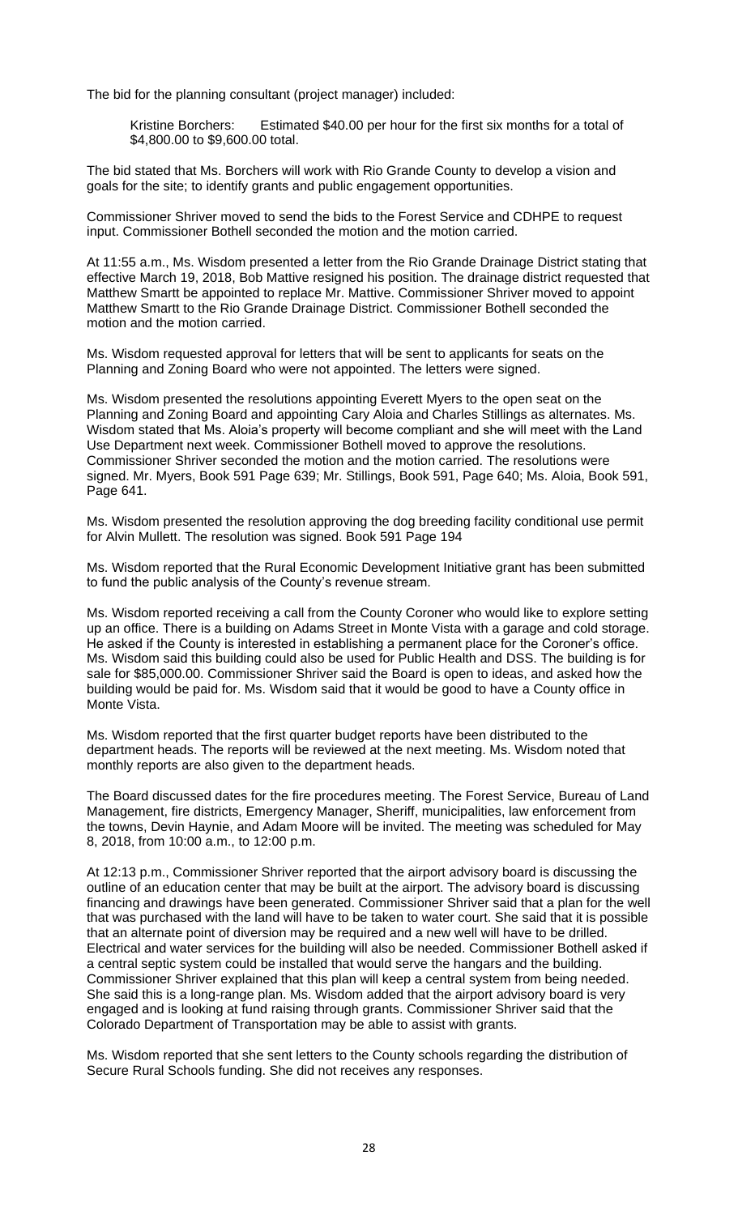The bid for the planning consultant (project manager) included:

> Kristine Borchers: Estimated $40.00 per hour for the first six months for a total of $4,800.00 to $9,600.00 total.

The bid stated that Ms. Borchers will work with Rio Grande County to develop a vision and goals for the site; to identify grants and public engagement opportunities.

Commissioner Shriver moved to send the bids to the Forest Service and CDHPE to request input. Commissioner Bothell seconded the motion and the motion carried.

At 11:55 a.m., Ms. Wisdom presented a letter from the Rio Grande Drainage District stating that effective March 19, 2018, Bob Mattive resigned his position. The drainage district requested that Matthew Smartt be appointed to replace Mr. Mattive. Commissioner Shriver moved to appoint Matthew Smartt to the Rio Grande Drainage District. Commissioner Bothell seconded the motion and the motion carried.

Ms. Wisdom requested approval for letters that will be sent to applicants for seats on the Planning and Zoning Board who were not appointed. The letters were signed.

Ms. Wisdom presented the resolutions appointing Everett Myers to the open seat on the Planning and Zoning Board and appointing Cary Aloia and Charles Stillings as alternates. Ms. Wisdom stated that Ms. Aloia's property will become compliant and she will meet with the Land Use Department next week. Commissioner Bothell moved to approve the resolutions. Commissioner Shriver seconded the motion and the motion carried. The resolutions were signed. Mr. Myers, Book 591 Page 639; Mr. Stillings, Book 591, Page 640; Ms. Aloia, Book 591, Page 641.

Ms. Wisdom presented the resolution approving the dog breeding facility conditional use permit for Alvin Mullett. The resolution was signed. Book 591 Page 194

Ms. Wisdom reported that the Rural Economic Development Initiative grant has been submitted to fund the public analysis of the County's revenue stream.

Ms. Wisdom reported receiving a call from the County Coroner who would like to explore setting up an office. There is a building on Adams Street in Monte Vista with a garage and cold storage. He asked if the County is interested in establishing a permanent place for the Coroner's office. Ms. Wisdom said this building could also be used for Public Health and DSS. The building is for sale for $85,000.00. Commissioner Shriver said the Board is open to ideas, and asked how the building would be paid for. Ms. Wisdom said that it would be good to have a County office in Monte Vista.

Ms. Wisdom reported that the first quarter budget reports have been distributed to the department heads. The reports will be reviewed at the next meeting. Ms. Wisdom noted that monthly reports are also given to the department heads.

The Board discussed dates for the fire procedures meeting. The Forest Service, Bureau of Land Management, fire districts, Emergency Manager, Sheriff, municipalities, law enforcement from the towns, Devin Haynie, and Adam Moore will be invited. The meeting was scheduled for May 8, 2018, from 10:00 a.m., to 12:00 p.m.

At 12:13 p.m., Commissioner Shriver reported that the airport advisory board is discussing the outline of an education center that may be built at the airport. The advisory board is discussing financing and drawings have been generated. Commissioner Shriver said that a plan for the well that was purchased with the land will have to be taken to water court. She said that it is possible that an alternate point of diversion may be required and a new well will have to be drilled. Electrical and water services for the building will also be needed. Commissioner Bothell asked if a central septic system could be installed that would serve the hangars and the building. Commissioner Shriver explained that this plan will keep a central system from being needed. She said this is a long-range plan. Ms. Wisdom added that the airport advisory board is very engaged and is looking at fund raising through grants. Commissioner Shriver said that the Colorado Department of Transportation may be able to assist with grants.

Ms. Wisdom reported that she sent letters to the County schools regarding the distribution of Secure Rural Schools funding. She did not receives any responses.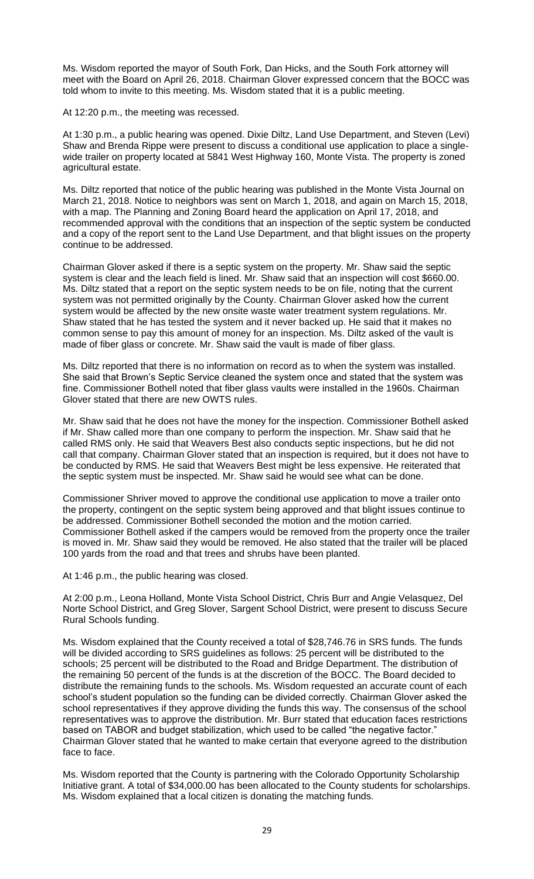Ms. Wisdom reported the mayor of South Fork, Dan Hicks, and the South Fork attorney will meet with the Board on April 26, 2018. Chairman Glover expressed concern that the BOCC was told whom to invite to this meeting. Ms. Wisdom stated that it is a public meeting.

At 12:20 p.m., the meeting was recessed.

At 1:30 p.m., a public hearing was opened. Dixie Diltz, Land Use Department, and Steven (Levi) Shaw and Brenda Rippe were present to discuss a conditional use application to place a single-wide trailer on property located at 5841 West Highway 160, Monte Vista. The property is zoned agricultural estate.

Ms. Diltz reported that notice of the public hearing was published in the Monte Vista Journal on March 21, 2018. Notice to neighbors was sent on March 1, 2018, and again on March 15, 2018, with a map. The Planning and Zoning Board heard the application on April 17, 2018, and recommended approval with the conditions that an inspection of the septic system be conducted and a copy of the report sent to the Land Use Department, and that blight issues on the property continue to be addressed.

Chairman Glover asked if there is a septic system on the property. Mr. Shaw said the septic system is clear and the leach field is lined. Mr. Shaw said that an inspection will cost $660.00. Ms. Diltz stated that a report on the septic system needs to be on file, noting that the current system was not permitted originally by the County. Chairman Glover asked how the current system would be affected by the new onsite waste water treatment system regulations. Mr. Shaw stated that he has tested the system and it never backed up. He said that it makes no common sense to pay this amount of money for an inspection. Ms. Diltz asked of the vault is made of fiber glass or concrete. Mr. Shaw said the vault is made of fiber glass.

Ms. Diltz reported that there is no information on record as to when the system was installed. She said that Brown's Septic Service cleaned the system once and stated that the system was fine. Commissioner Bothell noted that fiber glass vaults were installed in the 1960s. Chairman Glover stated that there are new OWTS rules.

Mr. Shaw said that he does not have the money for the inspection. Commissioner Bothell asked if Mr. Shaw called more than one company to perform the inspection. Mr. Shaw said that he called RMS only. He said that Weavers Best also conducts septic inspections, but he did not call that company. Chairman Glover stated that an inspection is required, but it does not have to be conducted by RMS. He said that Weavers Best might be less expensive. He reiterated that the septic system must be inspected. Mr. Shaw said he would see what can be done.

Commissioner Shriver moved to approve the conditional use application to move a trailer onto the property, contingent on the septic system being approved and that blight issues continue to be addressed. Commissioner Bothell seconded the motion and the motion carried. Commissioner Bothell asked if the campers would be removed from the property once the trailer is moved in. Mr. Shaw said they would be removed. He also stated that the trailer will be placed 100 yards from the road and that trees and shrubs have been planted.

At 1:46 p.m., the public hearing was closed.

At 2:00 p.m., Leona Holland, Monte Vista School District, Chris Burr and Angie Velasquez, Del Norte School District, and Greg Slover, Sargent School District, were present to discuss Secure Rural Schools funding.

Ms. Wisdom explained that the County received a total of $28,746.76 in SRS funds. The funds will be divided according to SRS guidelines as follows: 25 percent will be distributed to the schools; 25 percent will be distributed to the Road and Bridge Department. The distribution of the remaining 50 percent of the funds is at the discretion of the BOCC. The Board decided to distribute the remaining funds to the schools. Ms. Wisdom requested an accurate count of each school's student population so the funding can be divided correctly. Chairman Glover asked the school representatives if they approve dividing the funds this way. The consensus of the school representatives was to approve the distribution. Mr. Burr stated that education faces restrictions based on TABOR and budget stabilization, which used to be called "the negative factor." Chairman Glover stated that he wanted to make certain that everyone agreed to the distribution face to face.

Ms. Wisdom reported that the County is partnering with the Colorado Opportunity Scholarship Initiative grant. A total of $34,000.00 has been allocated to the County students for scholarships. Ms. Wisdom explained that a local citizen is donating the matching funds.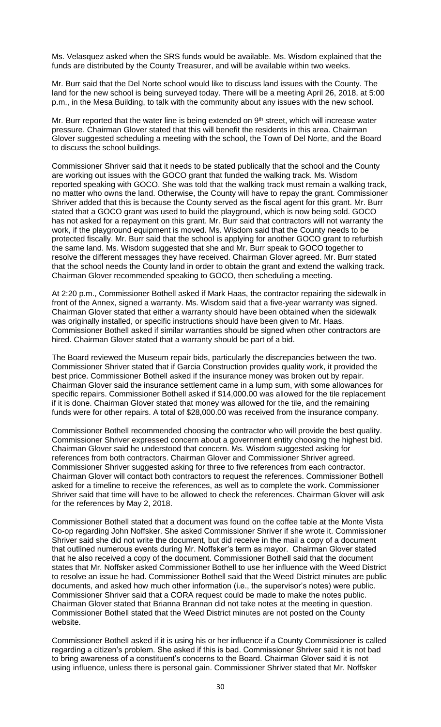Ms. Velasquez asked when the SRS funds would be available. Ms. Wisdom explained that the funds are distributed by the County Treasurer, and will be available within two weeks.

Mr. Burr said that the Del Norte school would like to discuss land issues with the County. The land for the new school is being surveyed today. There will be a meeting April 26, 2018, at 5:00 p.m., in the Mesa Building, to talk with the community about any issues with the new school.

Mr. Burr reported that the water line is being extended on 9th street, which will increase water pressure. Chairman Glover stated that this will benefit the residents in this area. Chairman Glover suggested scheduling a meeting with the school, the Town of Del Norte, and the Board to discuss the school buildings.

Commissioner Shriver said that it needs to be stated publically that the school and the County are working out issues with the GOCO grant that funded the walking track. Ms. Wisdom reported speaking with GOCO. She was told that the walking track must remain a walking track, no matter who owns the land. Otherwise, the County will have to repay the grant. Commissioner Shriver added that this is because the County served as the fiscal agent for this grant. Mr. Burr stated that a GOCO grant was used to build the playground, which is now being sold. GOCO has not asked for a repayment on this grant. Mr. Burr said that contractors will not warranty the work, if the playground equipment is moved. Ms. Wisdom said that the County needs to be protected fiscally. Mr. Burr said that the school is applying for another GOCO grant to refurbish the same land. Ms. Wisdom suggested that she and Mr. Burr speak to GOCO together to resolve the different messages they have received. Chairman Glover agreed. Mr. Burr stated that the school needs the County land in order to obtain the grant and extend the walking track. Chairman Glover recommended speaking to GOCO, then scheduling a meeting.

At 2:20 p.m., Commissioner Bothell asked if Mark Haas, the contractor repairing the sidewalk in front of the Annex, signed a warranty. Ms. Wisdom said that a five-year warranty was signed. Chairman Glover stated that either a warranty should have been obtained when the sidewalk was originally installed, or specific instructions should have been given to Mr. Haas. Commissioner Bothell asked if similar warranties should be signed when other contractors are hired. Chairman Glover stated that a warranty should be part of a bid.

The Board reviewed the Museum repair bids, particularly the discrepancies between the two. Commissioner Shriver stated that if Garcia Construction provides quality work, it provided the best price. Commissioner Bothell asked if the insurance money was broken out by repair. Chairman Glover said the insurance settlement came in a lump sum, with some allowances for specific repairs. Commissioner Bothell asked if $14,000.00 was allowed for the tile replacement if it is done. Chairman Glover stated that money was allowed for the tile, and the remaining funds were for other repairs. A total of $28,000.00 was received from the insurance company.

Commissioner Bothell recommended choosing the contractor who will provide the best quality. Commissioner Shriver expressed concern about a government entity choosing the highest bid. Chairman Glover said he understood that concern. Ms. Wisdom suggested asking for references from both contractors. Chairman Glover and Commissioner Shriver agreed. Commissioner Shriver suggested asking for three to five references from each contractor. Chairman Glover will contact both contractors to request the references. Commissioner Bothell asked for a timeline to receive the references, as well as to complete the work. Commissioner Shriver said that time will have to be allowed to check the references. Chairman Glover will ask for the references by May 2, 2018.

Commissioner Bothell stated that a document was found on the coffee table at the Monte Vista Co-op regarding John Noffsker. She asked Commissioner Shriver if she wrote it. Commissioner Shriver said she did not write the document, but did receive in the mail a copy of a document that outlined numerous events during Mr. Noffsker's term as mayor. Chairman Glover stated that he also received a copy of the document. Commissioner Bothell said that the document states that Mr. Noffsker asked Commissioner Bothell to use her influence with the Weed District to resolve an issue he had. Commissioner Bothell said that the Weed District minutes are public documents, and asked how much other information (i.e., the supervisor's notes) were public. Commissioner Shriver said that a CORA request could be made to make the notes public. Chairman Glover stated that Brianna Brannan did not take notes at the meeting in question. Commissioner Bothell stated that the Weed District minutes are not posted on the County website.

Commissioner Bothell asked if it is using his or her influence if a County Commissioner is called regarding a citizen's problem. She asked if this is bad. Commissioner Shriver said it is not bad to bring awareness of a constituent's concerns to the Board. Chairman Glover said it is not using influence, unless there is personal gain. Commissioner Shriver stated that Mr. Noffsker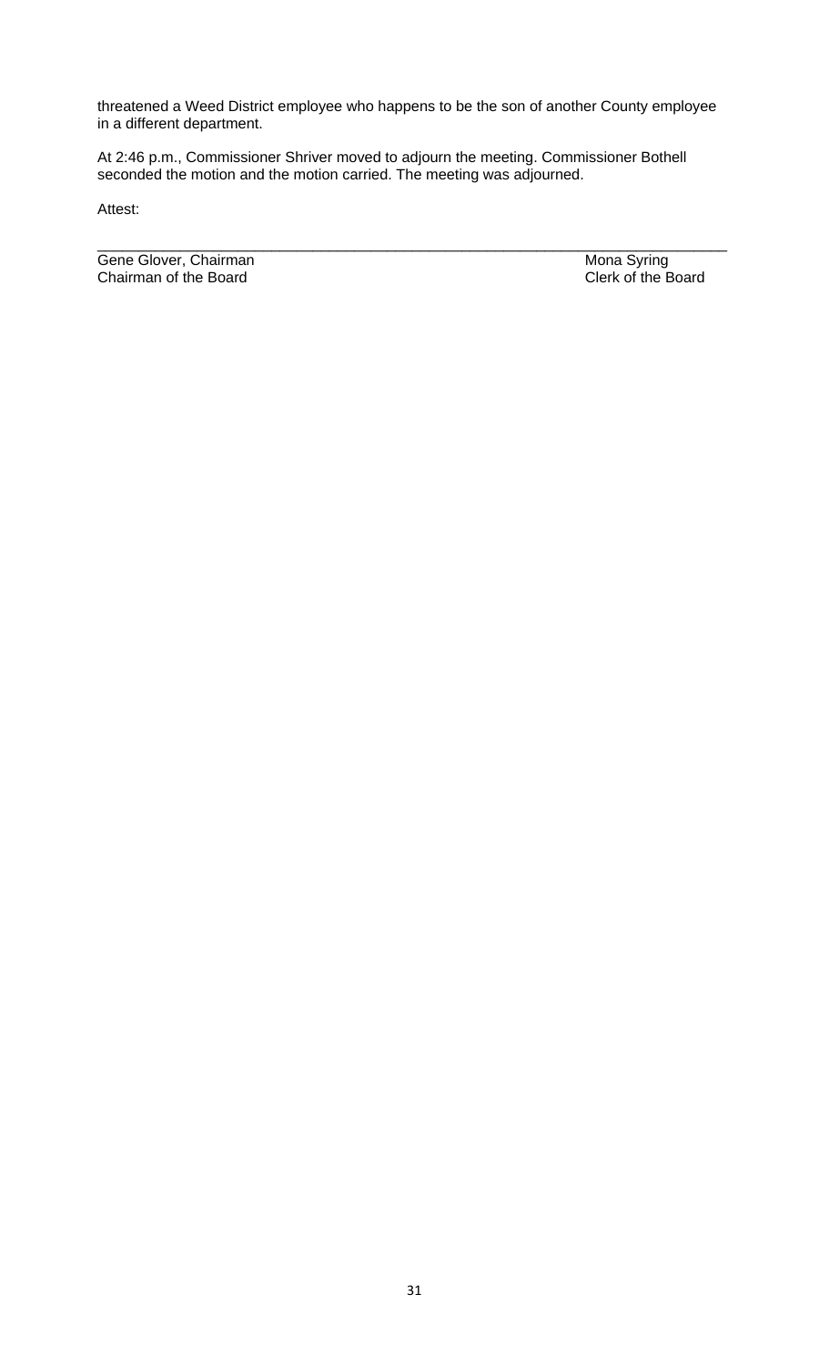threatened a Weed District employee who happens to be the son of another County employee in a different department.

At 2:46 p.m., Commissioner Shriver moved to adjourn the meeting. Commissioner Bothell seconded the motion and the motion carried. The meeting was adjourned.

Attest:

\_\_\_\_\_\_\_\_\_\_\_\_\_\_\_\_\_\_\_\_\_\_\_\_\_\_\_\_\_\_\_\_\_\_\_\_\_\_\_\_\_\_\_\_\_\_\_\_\_\_\_\_\_\_\_\_\_\_\_\_\_\_\_\_\_\_\_\_\_\_\_\_\_\_\_\_

| | |
|---|---|
| Gene Glover, Chairman | Mona Syring |
| Chairman of the Board | Clerk of the Board |